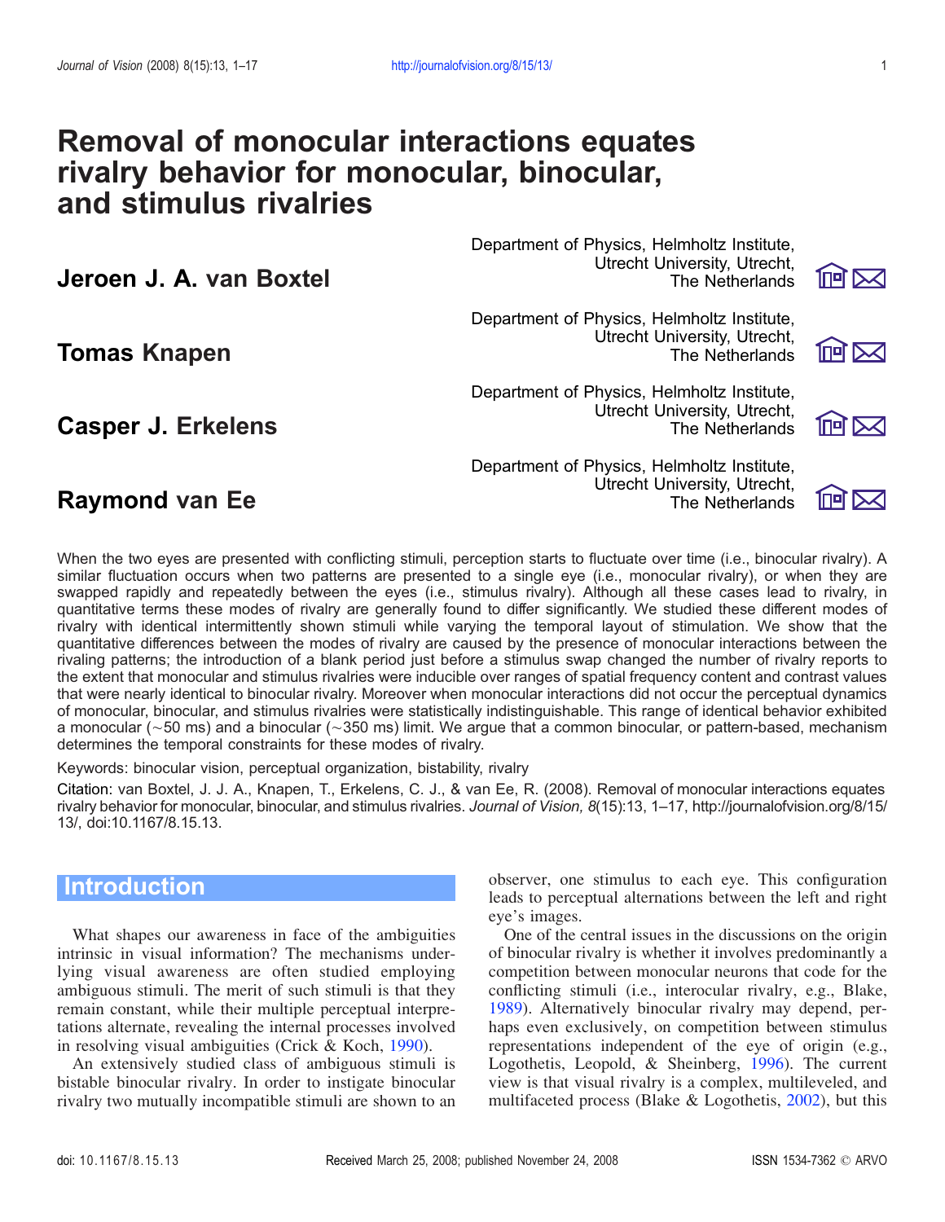# Removal of monocular interactions equates rivalry behavior for monocular, binocular, and stimulus rivalries

**Jeroen J. A. van Boxtel** — Department of Physics, Helmholtz Institute, Utrecht University, Utrecht, The Netherlands

**Tomas Knapen** — Department of Physics, Helmholtz Institute, Utrecht University, Utrecht, The Netherlands

**Casper J. Erkelens** — Department of Physics, Helmholtz Institute, Utrecht University, Utrecht, The Netherlands

**Raymond van Ee** — Department of Physics, Helmholtz Institute, Utrecht University, Utrecht, The Netherlands

When the two eyes are presented with conflicting stimuli, perception starts to fluctuate over time (i.e., binocular rivalry). A similar fluctuation occurs when two patterns are presented to a single eye (i.e., monocular rivalry), or when they are swapped rapidly and repeatedly between the eyes (i.e., stimulus rivalry). Although all these cases lead to rivalry, in quantitative terms these modes of rivalry are generally found to differ significantly. We studied these different modes of rivalry with identical intermittently shown stimuli while varying the temporal layout of stimulation. We show that the quantitative differences between the modes of rivalry are caused by the presence of monocular interactions between the rivaling patterns; the introduction of a blank period just before a stimulus swap changed the number of rivalry reports to the extent that monocular and stimulus rivalries were inducible over ranges of spatial frequency content and contrast values that were nearly identical to binocular rivalry. Moreover when monocular interactions did not occur the perceptual dynamics of monocular, binocular, and stimulus rivalries were statistically indistinguishable. This range of identical behavior exhibited a monocular (~50 ms) and a binocular (~350 ms) limit. We argue that a common binocular, or pattern-based, mechanism determines the temporal constraints for these modes of rivalry.

Keywords: binocular vision, perceptual organization, bistability, rivalry

Citation: van Boxtel, J. J. A., Knapen, T., Erkelens, C. J., & van Ee, R. (2008). Removal of monocular interactions equates rivalry behavior for monocular, binocular, and stimulus rivalries. *Journal of Vision, 8*(15):13, 1–17, http://journalofvision.org/8/15/13/, doi:10.1167/8.15.13.

## Introduction

What shapes our awareness in face of the ambiguities intrinsic in visual information? The mechanisms underlying visual awareness are often studied employing ambiguous stimuli. The merit of such stimuli is that they remain constant, while their multiple perceptual interpretations alternate, revealing the internal processes involved in resolving visual ambiguities (Crick & Koch, 1990).

An extensively studied class of ambiguous stimuli is bistable binocular rivalry. In order to instigate binocular rivalry two mutually incompatible stimuli are shown to an observer, one stimulus to each eye. This configuration leads to perceptual alternations between the left and right eye's images.

One of the central issues in the discussions on the origin of binocular rivalry is whether it involves predominantly a competition between monocular neurons that code for the conflicting stimuli (i.e., interocular rivalry, e.g., Blake, 1989). Alternatively binocular rivalry may depend, perhaps even exclusively, on competition between stimulus representations independent of the eye of origin (e.g., Logothetis, Leopold, & Sheinberg, 1996). The current view is that visual rivalry is a complex, multileveled, and multifaceted process (Blake & Logothetis, 2002), but this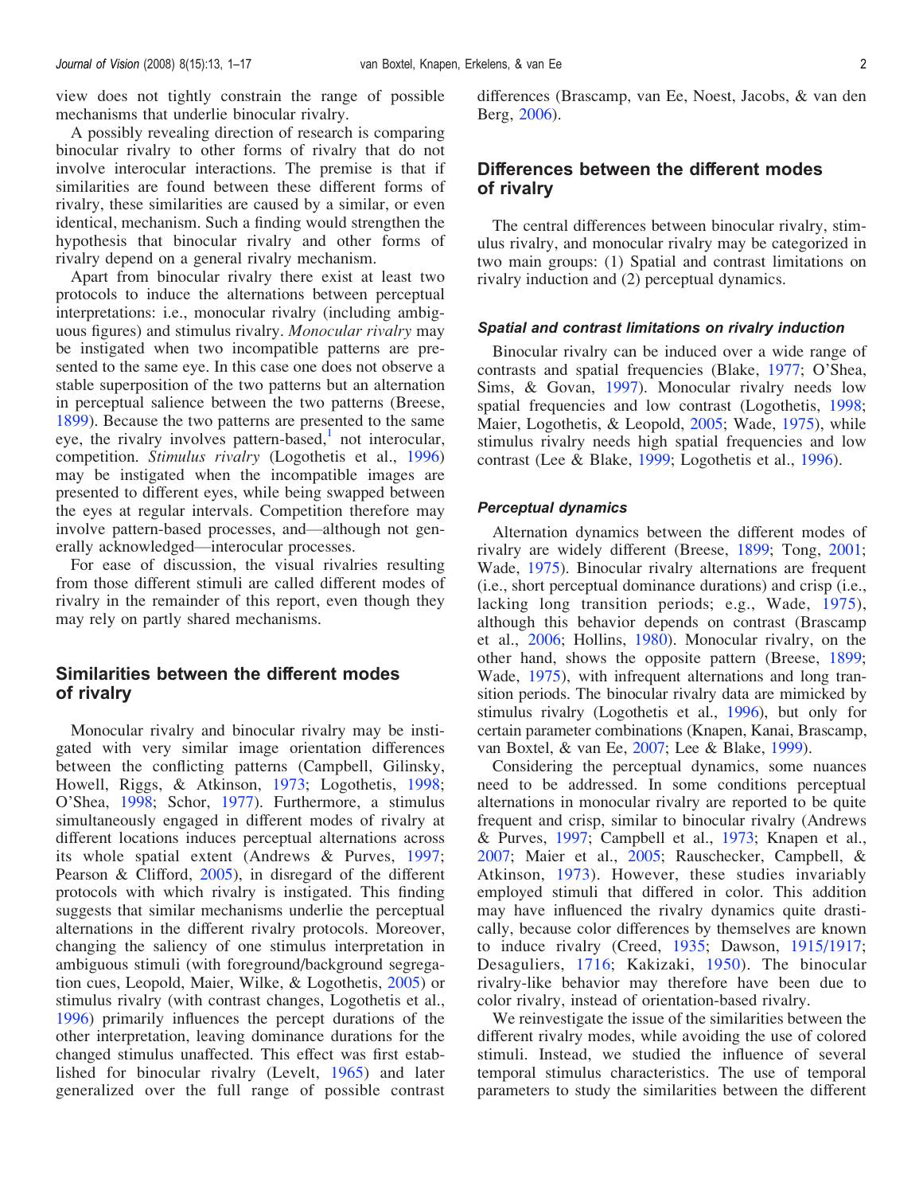view does not tightly constrain the range of possible mechanisms that underlie binocular rivalry.

A possibly revealing direction of research is comparing binocular rivalry to other forms of rivalry that do not involve interocular interactions. The premise is that if similarities are found between these different forms of rivalry, these similarities are caused by a similar, or even identical, mechanism. Such a finding would strengthen the hypothesis that binocular rivalry and other forms of rivalry depend on a general rivalry mechanism.

Apart from binocular rivalry there exist at least two protocols to induce the alternations between perceptual interpretations: i.e., monocular rivalry (including ambiguous figures) and stimulus rivalry. *Monocular rivalry* may be instigated when two incompatible patterns are presented to the same eye. In this case one does not observe a stable superposition of the two patterns but an alternation in perceptual salience between the two patterns (Breese, 1899). Because the two patterns are presented to the same eye, the rivalry involves pattern-based,[1] not interocular, competition. *Stimulus rivalry* (Logothetis et al., 1996) may be instigated when the incompatible images are presented to different eyes, while being swapped between the eyes at regular intervals. Competition therefore may involve pattern-based processes, and—although not generally acknowledged—interocular processes.

For ease of discussion, the visual rivalries resulting from those different stimuli are called different modes of rivalry in the remainder of this report, even though they may rely on partly shared mechanisms.

## Similarities between the different modes of rivalry

Monocular rivalry and binocular rivalry may be instigated with very similar image orientation differences between the conflicting patterns (Campbell, Gilinsky, Howell, Riggs, & Atkinson, 1973; Logothetis, 1998; O'Shea, 1998; Schor, 1977). Furthermore, a stimulus simultaneously engaged in different modes of rivalry at different locations induces perceptual alternations across its whole spatial extent (Andrews & Purves, 1997; Pearson & Clifford, 2005), in disregard of the different protocols with which rivalry is instigated. This finding suggests that similar mechanisms underlie the perceptual alternations in the different rivalry protocols. Moreover, changing the saliency of one stimulus interpretation in ambiguous stimuli (with foreground/background segregation cues, Leopold, Maier, Wilke, & Logothetis, 2005) or stimulus rivalry (with contrast changes, Logothetis et al., 1996) primarily influences the percept durations of the other interpretation, leaving dominance durations for the changed stimulus unaffected. This effect was first established for binocular rivalry (Levelt, 1965) and later generalized over the full range of possible contrast differences (Brascamp, van Ee, Noest, Jacobs, & van den Berg, 2006).

## Differences between the different modes of rivalry

The central differences between binocular rivalry, stimulus rivalry, and monocular rivalry may be categorized in two main groups: (1) Spatial and contrast limitations on rivalry induction and (2) perceptual dynamics.

### Spatial and contrast limitations on rivalry induction

Binocular rivalry can be induced over a wide range of contrasts and spatial frequencies (Blake, 1977; O'Shea, Sims, & Govan, 1997). Monocular rivalry needs low spatial frequencies and low contrast (Logothetis, 1998; Maier, Logothetis, & Leopold, 2005; Wade, 1975), while stimulus rivalry needs high spatial frequencies and low contrast (Lee & Blake, 1999; Logothetis et al., 1996).

### Perceptual dynamics

Alternation dynamics between the different modes of rivalry are widely different (Breese, 1899; Tong, 2001; Wade, 1975). Binocular rivalry alternations are frequent (i.e., short perceptual dominance durations) and crisp (i.e., lacking long transition periods; e.g., Wade, 1975), although this behavior depends on contrast (Brascamp et al., 2006; Hollins, 1980). Monocular rivalry, on the other hand, shows the opposite pattern (Breese, 1899; Wade, 1975), with infrequent alternations and long transition periods. The binocular rivalry data are mimicked by stimulus rivalry (Logothetis et al., 1996), but only for certain parameter combinations (Knapen, Kanai, Brascamp, van Boxtel, & van Ee, 2007; Lee & Blake, 1999).

Considering the perceptual dynamics, some nuances need to be addressed. In some conditions perceptual alternations in monocular rivalry are reported to be quite frequent and crisp, similar to binocular rivalry (Andrews & Purves, 1997; Campbell et al., 1973; Knapen et al., 2007; Maier et al., 2005; Rauschecker, Campbell, & Atkinson, 1973). However, these studies invariably employed stimuli that differed in color. This addition may have influenced the rivalry dynamics quite drastically, because color differences by themselves are known to induce rivalry (Creed, 1935; Dawson, 1915/1917; Desaguliers, 1716; Kakizaki, 1950). The binocular rivalry-like behavior may therefore have been due to color rivalry, instead of orientation-based rivalry.

We reinvestigate the issue of the similarities between the different rivalry modes, while avoiding the use of colored stimuli. Instead, we studied the influence of several temporal stimulus characteristics. The use of temporal parameters to study the similarities between the different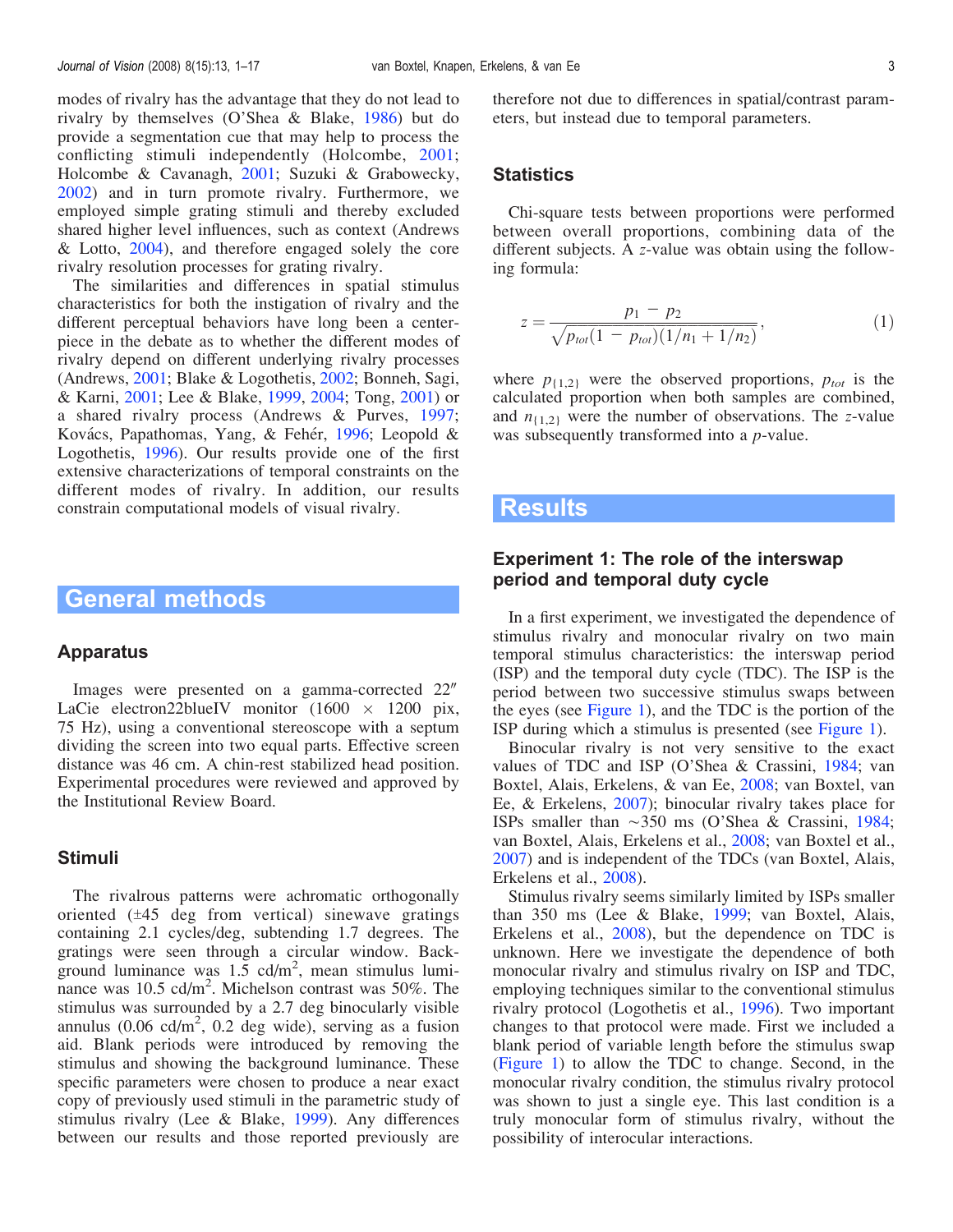modes of rivalry has the advantage that they do not lead to rivalry by themselves (O'Shea & Blake, 1986) but do provide a segmentation cue that may help to process the conflicting stimuli independently (Holcombe, 2001; Holcombe & Cavanagh, 2001; Suzuki & Grabowecky, 2002) and in turn promote rivalry. Furthermore, we employed simple grating stimuli and thereby excluded shared higher level influences, such as context (Andrews & Lotto, 2004), and therefore engaged solely the core rivalry resolution processes for grating rivalry.

The similarities and differences in spatial stimulus characteristics for both the instigation of rivalry and the different perceptual behaviors have long been a centerpiece in the debate as to whether the different modes of rivalry depend on different underlying rivalry processes (Andrews, 2001; Blake & Logothetis, 2002; Bonneh, Sagi, & Karni, 2001; Lee & Blake, 1999, 2004; Tong, 2001) or a shared rivalry process (Andrews & Purves, 1997; Kovács, Papathomas, Yang, & Fehér, 1996; Leopold & Logothetis, 1996). Our results provide one of the first extensive characterizations of temporal constraints on the different modes of rivalry. In addition, our results constrain computational models of visual rivalry.

# General methods

## Apparatus

Images were presented on a gamma-corrected 22″ LaCie electron22blueIV monitor (1600 × 1200 pix, 75 Hz), using a conventional stereoscope with a septum dividing the screen into two equal parts. Effective screen distance was 46 cm. A chin-rest stabilized head position. Experimental procedures were reviewed and approved by the Institutional Review Board.

## Stimuli

The rivalrous patterns were achromatic orthogonally oriented (±45 deg from vertical) sinewave gratings containing 2.1 cycles/deg, subtending 1.7 degrees. The gratings were seen through a circular window. Background luminance was 1.5 cd/m$^2$, mean stimulus luminance was 10.5 cd/m$^2$. Michelson contrast was 50%. The stimulus was surrounded by a 2.7 deg binocularly visible annulus (0.06 cd/m$^2$, 0.2 deg wide), serving as a fusion aid. Blank periods were introduced by removing the stimulus and showing the background luminance. These specific parameters were chosen to produce a near exact copy of previously used stimuli in the parametric study of stimulus rivalry (Lee & Blake, 1999). Any differences between our results and those reported previously are therefore not due to differences in spatial/contrast parameters, but instead due to temporal parameters.

## Statistics

Chi-square tests between proportions were performed between overall proportions, combining data of the different subjects. A $z$-value was obtain using the following formula:

$$z = \frac{p_1 - p_2}{\sqrt{p_{tot}(1 - p_{tot})(1/n_1 + 1/n_2)}}, \tag{1}$$

where $p_{\{1,2\}}$ were the observed proportions, $p_{tot}$ is the calculated proportion when both samples are combined, and $n_{\{1,2\}}$ were the number of observations. The $z$-value was subsequently transformed into a $p$-value.

# Results

## Experiment 1: The role of the interswap period and temporal duty cycle

In a first experiment, we investigated the dependence of stimulus rivalry and monocular rivalry on two main temporal stimulus characteristics: the interswap period (ISP) and the temporal duty cycle (TDC). The ISP is the period between two successive stimulus swaps between the eyes (see Figure 1), and the TDC is the portion of the ISP during which a stimulus is presented (see Figure 1).

Binocular rivalry is not very sensitive to the exact values of TDC and ISP (O'Shea & Crassini, 1984; van Boxtel, Alais, Erkelens, & van Ee, 2008; van Boxtel, van Ee, & Erkelens, 2007); binocular rivalry takes place for ISPs smaller than ∼350 ms (O'Shea & Crassini, 1984; van Boxtel, Alais, Erkelens et al., 2008; van Boxtel et al., 2007) and is independent of the TDCs (van Boxtel, Alais, Erkelens et al., 2008).

Stimulus rivalry seems similarly limited by ISPs smaller than 350 ms (Lee & Blake, 1999; van Boxtel, Alais, Erkelens et al., 2008), but the dependence on TDC is unknown. Here we investigate the dependence of both monocular rivalry and stimulus rivalry on ISP and TDC, employing techniques similar to the conventional stimulus rivalry protocol (Logothetis et al., 1996). Two important changes to that protocol were made. First we included a blank period of variable length before the stimulus swap (Figure 1) to allow the TDC to change. Second, in the monocular rivalry condition, the stimulus rivalry protocol was shown to just a single eye. This last condition is a truly monocular form of stimulus rivalry, without the possibility of interocular interactions.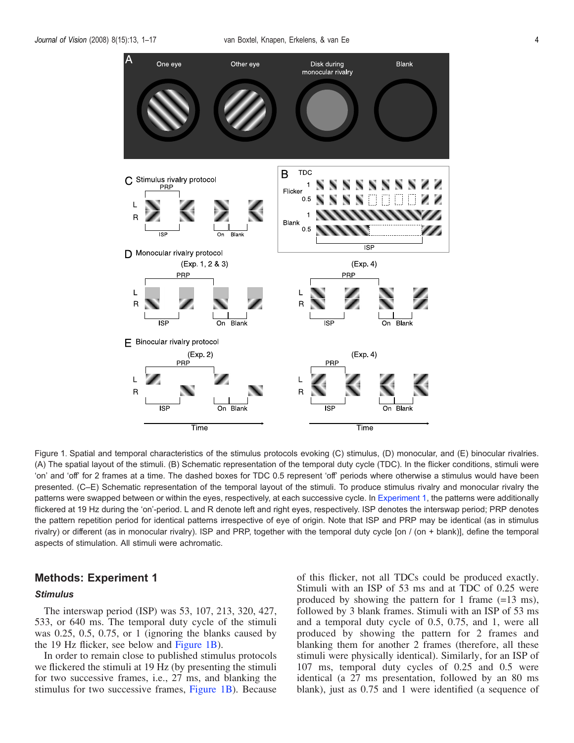Figure 1. Spatial and temporal characteristics of the stimulus protocols evoking (C) stimulus, (D) monocular, and (E) binocular rivalries. (A) The spatial layout of the stimuli. (B) Schematic representation of the temporal duty cycle (TDC). In the flicker conditions, stimuli were 'on' and 'off' for 2 frames at a time. The dashed boxes for TDC 0.5 represent 'off' periods where otherwise a stimulus would have been presented. (C–E) Schematic representation of the temporal layout of the stimuli. To produce stimulus rivalry and monocular rivalry the patterns were swapped between or within the eyes, respectively, at each successive cycle. In Experiment 1, the patterns were additionally flickered at 19 Hz during the 'on'-period. L and R denote left and right eyes, respectively. ISP denotes the interswap period; PRP denotes the pattern repetition period for identical patterns irrespective of eye of origin. Note that ISP and PRP may be identical (as in stimulus rivalry) or different (as in monocular rivalry). ISP and PRP, together with the temporal duty cycle [on / (on + blank)], define the temporal aspects of stimulation. All stimuli were achromatic.

## Methods: Experiment 1

### *Stimulus*

The interswap period (ISP) was 53, 107, 213, 320, 427, 533, or 640 ms. The temporal duty cycle of the stimuli was 0.25, 0.5, 0.75, or 1 (ignoring the blanks caused by the 19 Hz flicker, see below and Figure 1B).

In order to remain close to published stimulus protocols we flickered the stimuli at 19 Hz (by presenting the stimuli for two successive frames, i.e., 27 ms, and blanking the stimulus for two successive frames, Figure 1B). Because of this flicker, not all TDCs could be produced exactly. Stimuli with an ISP of 53 ms and at TDC of 0.25 were produced by showing the pattern for 1 frame (=13 ms), followed by 3 blank frames. Stimuli with an ISP of 53 ms and a temporal duty cycle of 0.5, 0.75, and 1, were all produced by showing the pattern for 2 frames and blanking them for another 2 frames (therefore, all these stimuli were physically identical). Similarly, for an ISP of 107 ms, temporal duty cycles of 0.25 and 0.5 were identical (a 27 ms presentation, followed by an 80 ms blank), just as 0.75 and 1 were identified (a sequence of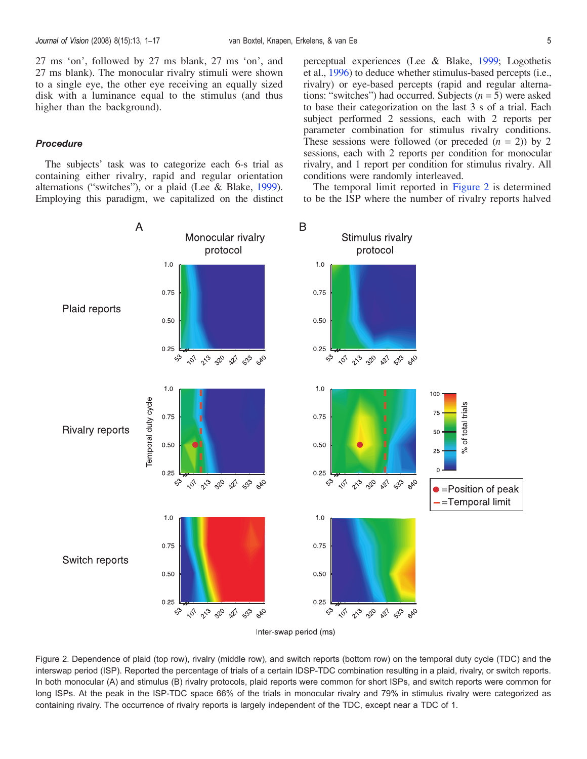27 ms 'on', followed by 27 ms blank, 27 ms 'on', and 27 ms blank). The monocular rivalry stimuli were shown to a single eye, the other eye receiving an equally sized disk with a luminance equal to the stimulus (and thus higher than the background).

### Procedure

The subjects' task was to categorize each 6-s trial as containing either rivalry, rapid and regular orientation alternations ("switches"), or a plaid (Lee & Blake, 1999). Employing this paradigm, we capitalized on the distinct perceptual experiences (Lee & Blake, 1999; Logothetis et al., 1996) to deduce whether stimulus-based percepts (i.e., rivalry) or eye-based percepts (rapid and regular alternations: "switches") had occurred. Subjects ($n = 5$) were asked to base their categorization on the last 3 s of a trial. Each subject performed 2 sessions, each with 2 reports per parameter combination for stimulus rivalry conditions. These sessions were followed (or preceded ($n = 2$)) by 2 sessions, each with 2 reports per condition for monocular rivalry, and 1 report per condition for stimulus rivalry. All conditions were randomly interleaved.

The temporal limit reported in Figure 2 is determined to be the ISP where the number of rivalry reports halved

Figure 2. Dependence of plaid (top row), rivalry (middle row), and switch reports (bottom row) on the temporal duty cycle (TDC) and the interswap period (ISP). Reported the percentage of trials of a certain IDSP-TDC combination resulting in a plaid, rivalry, or switch reports. In both monocular (A) and stimulus (B) rivalry protocols, plaid reports were common for short ISPs, and switch reports were common for long ISPs. At the peak in the ISP-TDC space 66% of the trials in monocular rivalry and 79% in stimulus rivalry were categorized as containing rivalry. The occurrence of rivalry reports is largely independent of the TDC, except near a TDC of 1.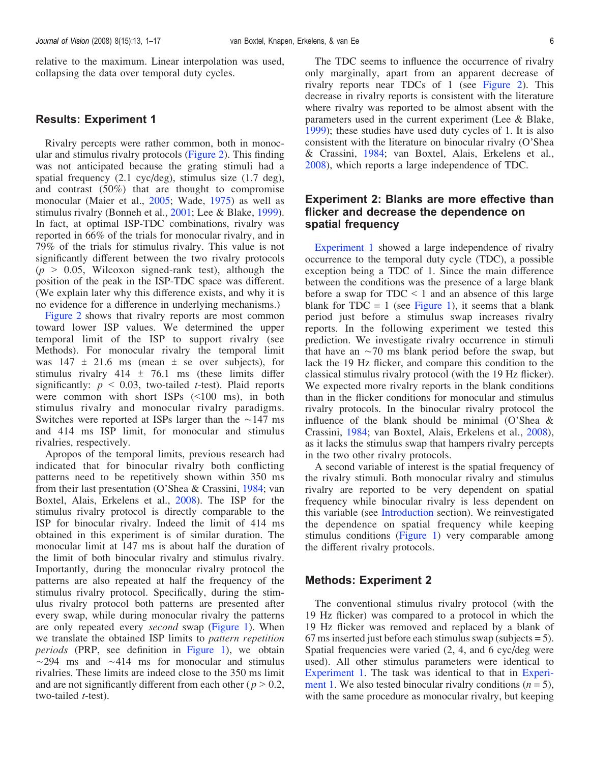relative to the maximum. Linear interpolation was used, collapsing the data over temporal duty cycles.

## Results: Experiment 1

Rivalry percepts were rather common, both in monocular and stimulus rivalry protocols (Figure 2). This finding was not anticipated because the grating stimuli had a spatial frequency (2.1 cyc/deg), stimulus size (1.7 deg), and contrast (50%) that are thought to compromise monocular (Maier et al., 2005; Wade, 1975) as well as stimulus rivalry (Bonneh et al., 2001; Lee & Blake, 1999). In fact, at optimal ISP-TDC combinations, rivalry was reported in 66% of the trials for monocular rivalry, and in 79% of the trials for stimulus rivalry. This value is not significantly different between the two rivalry protocols ($p > 0.05$, Wilcoxon signed-rank test), although the position of the peak in the ISP-TDC space was different. (We explain later why this difference exists, and why it is no evidence for a difference in underlying mechanisms.)

Figure 2 shows that rivalry reports are most common toward lower ISP values. We determined the upper temporal limit of the ISP to support rivalry (see Methods). For monocular rivalry the temporal limit was 147 ± 21.6 ms (mean ± se over subjects), for stimulus rivalry 414 ± 76.1 ms (these limits differ significantly: $p < 0.03$, two-tailed $t$-test). Plaid reports were common with short ISPs (<100 ms), in both stimulus rivalry and monocular rivalry paradigms. Switches were reported at ISPs larger than the ~147 ms and 414 ms ISP limit, for monocular and stimulus rivalries, respectively.

Apropos of the temporal limits, previous research had indicated that for binocular rivalry both conflicting patterns need to be repetitively shown within 350 ms from their last presentation (O'Shea & Crassini, 1984; van Boxtel, Alais, Erkelens et al., 2008). The ISP for the stimulus rivalry protocol is directly comparable to the ISP for binocular rivalry. Indeed the limit of 414 ms obtained in this experiment is of similar duration. The monocular limit at 147 ms is about half the duration of the limit of both binocular rivalry and stimulus rivalry. Importantly, during the monocular rivalry protocol the patterns are also repeated at half the frequency of the stimulus rivalry protocol. Specifically, during the stimulus rivalry protocol both patterns are presented after every swap, while during monocular rivalry the patterns are only repeated every *second* swap (Figure 1). When we translate the obtained ISP limits to *pattern repetition periods* (PRP, see definition in Figure 1), we obtain ~294 ms and ~414 ms for monocular and stimulus rivalries. These limits are indeed close to the 350 ms limit and are not significantly different from each other ($p > 0.2$, two-tailed $t$-test).

The TDC seems to influence the occurrence of rivalry only marginally, apart from an apparent decrease of rivalry reports near TDCs of 1 (see Figure 2). This decrease in rivalry reports is consistent with the literature where rivalry was reported to be almost absent with the parameters used in the current experiment (Lee & Blake, 1999); these studies have used duty cycles of 1. It is also consistent with the literature on binocular rivalry (O'Shea & Crassini, 1984; van Boxtel, Alais, Erkelens et al., 2008), which reports a large independence of TDC.

## Experiment 2: Blanks are more effective than flicker and decrease the dependence on spatial frequency

Experiment 1 showed a large independence of rivalry occurrence to the temporal duty cycle (TDC), a possible exception being a TDC of 1. Since the main difference between the conditions was the presence of a large blank before a swap for TDC < 1 and an absence of this large blank for TDC = 1 (see Figure 1), it seems that a blank period just before a stimulus swap increases rivalry reports. In the following experiment we tested this prediction. We investigate rivalry occurrence in stimuli that have an ~70 ms blank period before the swap, but lack the 19 Hz flicker, and compare this condition to the classical stimulus rivalry protocol (with the 19 Hz flicker). We expected more rivalry reports in the blank conditions than in the flicker conditions for monocular and stimulus rivalry protocols. In the binocular rivalry protocol the influence of the blank should be minimal (O'Shea & Crassini, 1984; van Boxtel, Alais, Erkelens et al., 2008), as it lacks the stimulus swap that hampers rivalry percepts in the two other rivalry protocols.

A second variable of interest is the spatial frequency of the rivalry stimuli. Both monocular rivalry and stimulus rivalry are reported to be very dependent on spatial frequency while binocular rivalry is less dependent on this variable (see Introduction section). We reinvestigated the dependence on spatial frequency while keeping stimulus conditions (Figure 1) very comparable among the different rivalry protocols.

## Methods: Experiment 2

The conventional stimulus rivalry protocol (with the 19 Hz flicker) was compared to a protocol in which the 19 Hz flicker was removed and replaced by a blank of 67 ms inserted just before each stimulus swap (subjects = 5). Spatial frequencies were varied (2, 4, and 6 cyc/deg were used). All other stimulus parameters were identical to Experiment 1. The task was identical to that in Experiment 1. We also tested binocular rivalry conditions ($n = 5$), with the same procedure as monocular rivalry, but keeping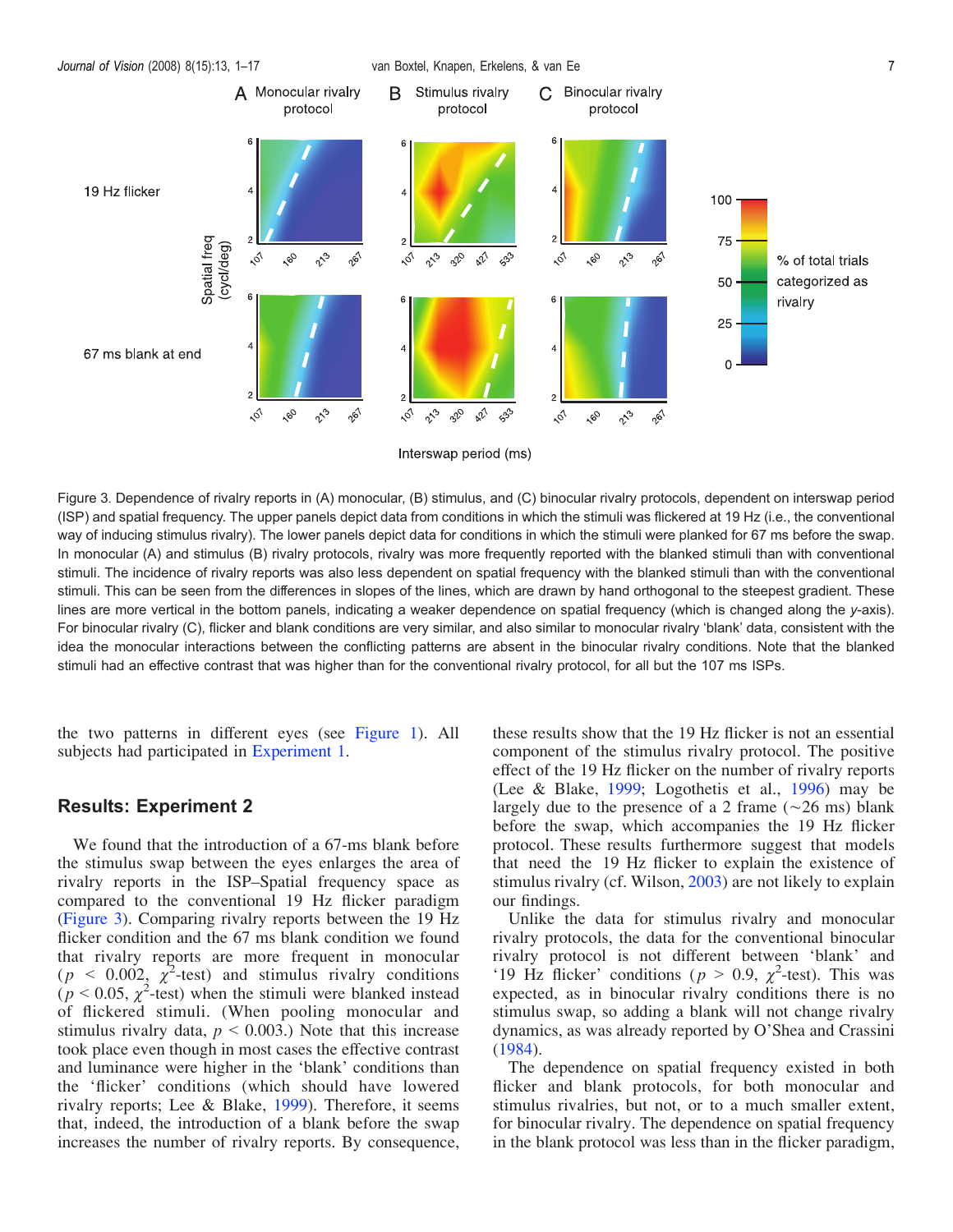Figure 3. Dependence of rivalry reports in (A) monocular, (B) stimulus, and (C) binocular rivalry protocols, dependent on interswap period (ISP) and spatial frequency. The upper panels depict data from conditions in which the stimuli was flickered at 19 Hz (i.e., the conventional way of inducing stimulus rivalry). The lower panels depict data for conditions in which the stimuli were planked for 67 ms before the swap. In monocular (A) and stimulus (B) rivalry protocols, rivalry was more frequently reported with the blanked stimuli than with conventional stimuli. The incidence of rivalry reports was also less dependent on spatial frequency with the blanked stimuli than with the conventional stimuli. This can be seen from the differences in slopes of the lines, which are drawn by hand orthogonal to the steepest gradient. These lines are more vertical in the bottom panels, indicating a weaker dependence on spatial frequency (which is changed along the *y*-axis). For binocular rivalry (C), flicker and blank conditions are very similar, and also similar to monocular rivalry 'blank' data, consistent with the idea the monocular interactions between the conflicting patterns are absent in the binocular rivalry conditions. Note that the blanked stimuli had an effective contrast that was higher than for the conventional rivalry protocol, for all but the 107 ms ISPs.

the two patterns in different eyes (see Figure 1). All subjects had participated in Experiment 1.

## Results: Experiment 2

We found that the introduction of a 67-ms blank before the stimulus swap between the eyes enlarges the area of rivalry reports in the ISP–Spatial frequency space as compared to the conventional 19 Hz flicker paradigm (Figure 3). Comparing rivalry reports between the 19 Hz flicker condition and the 67 ms blank condition we found that rivalry reports are more frequent in monocular ($p < 0.002$, $\chi^2$-test) and stimulus rivalry conditions ($p < 0.05$, $\chi^2$-test) when the stimuli were blanked instead of flickered stimuli. (When pooling monocular and stimulus rivalry data, $p < 0.003$.) Note that this increase took place even though in most cases the effective contrast and luminance were higher in the 'blank' conditions than the 'flicker' conditions (which should have lowered rivalry reports; Lee & Blake, 1999). Therefore, it seems that, indeed, the introduction of a blank before the swap increases the number of rivalry reports. By consequence, these results show that the 19 Hz flicker is not an essential component of the stimulus rivalry protocol. The positive effect of the 19 Hz flicker on the number of rivalry reports (Lee & Blake, 1999; Logothetis et al., 1996) may be largely due to the presence of a 2 frame (~26 ms) blank before the swap, which accompanies the 19 Hz flicker protocol. These results furthermore suggest that models that need the 19 Hz flicker to explain the existence of stimulus rivalry (cf. Wilson, 2003) are not likely to explain our findings.

Unlike the data for stimulus rivalry and monocular rivalry protocols, the data for the conventional binocular rivalry protocol is not different between 'blank' and '19 Hz flicker' conditions ($p > 0.9$, $\chi^2$-test). This was expected, as in binocular rivalry conditions there is no stimulus swap, so adding a blank will not change rivalry dynamics, as was already reported by O'Shea and Crassini (1984).

The dependence on spatial frequency existed in both flicker and blank protocols, for both monocular and stimulus rivalries, but not, or to a much smaller extent, for binocular rivalry. The dependence on spatial frequency in the blank protocol was less than in the flicker paradigm,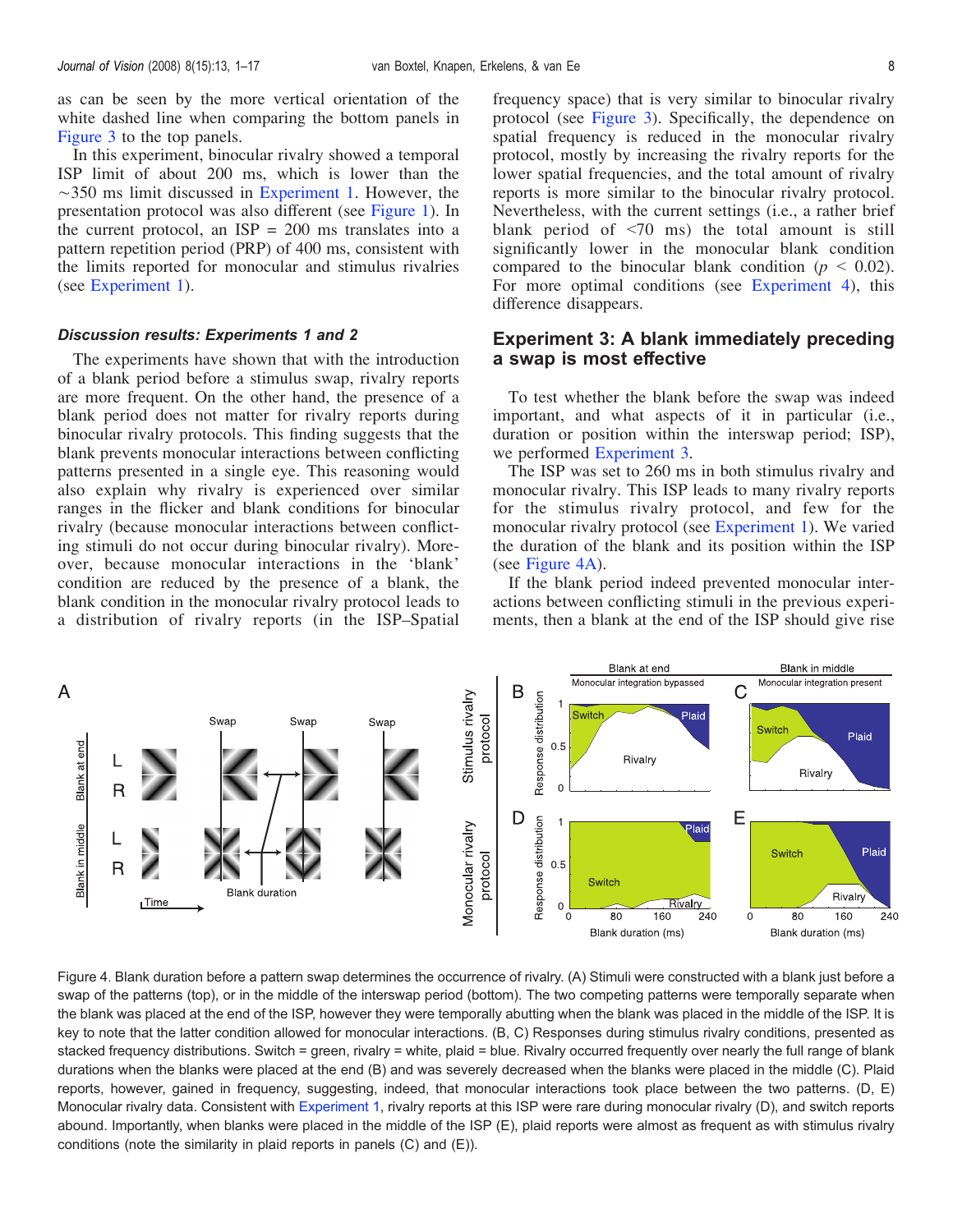as can be seen by the more vertical orientation of the white dashed line when comparing the bottom panels in Figure 3 to the top panels.

In this experiment, binocular rivalry showed a temporal ISP limit of about 200 ms, which is lower than the ~350 ms limit discussed in Experiment 1. However, the presentation protocol was also different (see Figure 1). In the current protocol, an ISP = 200 ms translates into a pattern repetition period (PRP) of 400 ms, consistent with the limits reported for monocular and stimulus rivalries (see Experiment 1).

### *Discussion results: Experiments 1 and 2*

The experiments have shown that with the introduction of a blank period before a stimulus swap, rivalry reports are more frequent. On the other hand, the presence of a blank period does not matter for rivalry reports during binocular rivalry protocols. This finding suggests that the blank prevents monocular interactions between conflicting patterns presented in a single eye. This reasoning would also explain why rivalry is experienced over similar ranges in the flicker and blank conditions for binocular rivalry (because monocular interactions between conflicting stimuli do not occur during binocular rivalry). Moreover, because monocular interactions in the 'blank' condition are reduced by the presence of a blank, the blank condition in the monocular rivalry protocol leads to a distribution of rivalry reports (in the ISP–Spatial frequency space) that is very similar to binocular rivalry protocol (see Figure 3). Specifically, the dependence on spatial frequency is reduced in the monocular rivalry protocol, mostly by increasing the rivalry reports for the lower spatial frequencies, and the total amount of rivalry reports is more similar to the binocular rivalry protocol. Nevertheless, with the current settings (i.e., a rather brief blank period of <70 ms) the total amount is still significantly lower in the monocular blank condition compared to the binocular blank condition ($p < 0.02$). For more optimal conditions (see Experiment 4), this difference disappears.

## Experiment 3: A blank immediately preceding a swap is most effective

To test whether the blank before the swap was indeed important, and what aspects of it in particular (i.e., duration or position within the interswap period; ISP), we performed Experiment 3.

The ISP was set to 260 ms in both stimulus rivalry and monocular rivalry. This ISP leads to many rivalry reports for the stimulus rivalry protocol, and few for the monocular rivalry protocol (see Experiment 1). We varied the duration of the blank and its position within the ISP (see Figure 4A).

If the blank period indeed prevented monocular interactions between conflicting stimuli in the previous experiments, then a blank at the end of the ISP should give rise

Figure 4. Blank duration before a pattern swap determines the occurrence of rivalry. (A) Stimuli were constructed with a blank just before a swap of the patterns (top), or in the middle of the interswap period (bottom). The two competing patterns were temporally separate when the blank was placed at the end of the ISP, however they were temporally abutting when the blank was placed in the middle of the ISP. It is key to note that the latter condition allowed for monocular interactions. (B, C) Responses during stimulus rivalry conditions, presented as stacked frequency distributions. Switch = green, rivalry = white, plaid = blue. Rivalry occurred frequently over nearly the full range of blank durations when the blanks were placed at the end (B) and was severely decreased when the blanks were placed in the middle (C). Plaid reports, however, gained in frequency, suggesting, indeed, that monocular interactions took place between the two patterns. (D, E) Monocular rivalry data. Consistent with Experiment 1, rivalry reports at this ISP were rare during monocular rivalry (D), and switch reports abound. Importantly, when blanks were placed in the middle of the ISP (E), plaid reports were almost as frequent as with stimulus rivalry conditions (note the similarity in plaid reports in panels (C) and (E)).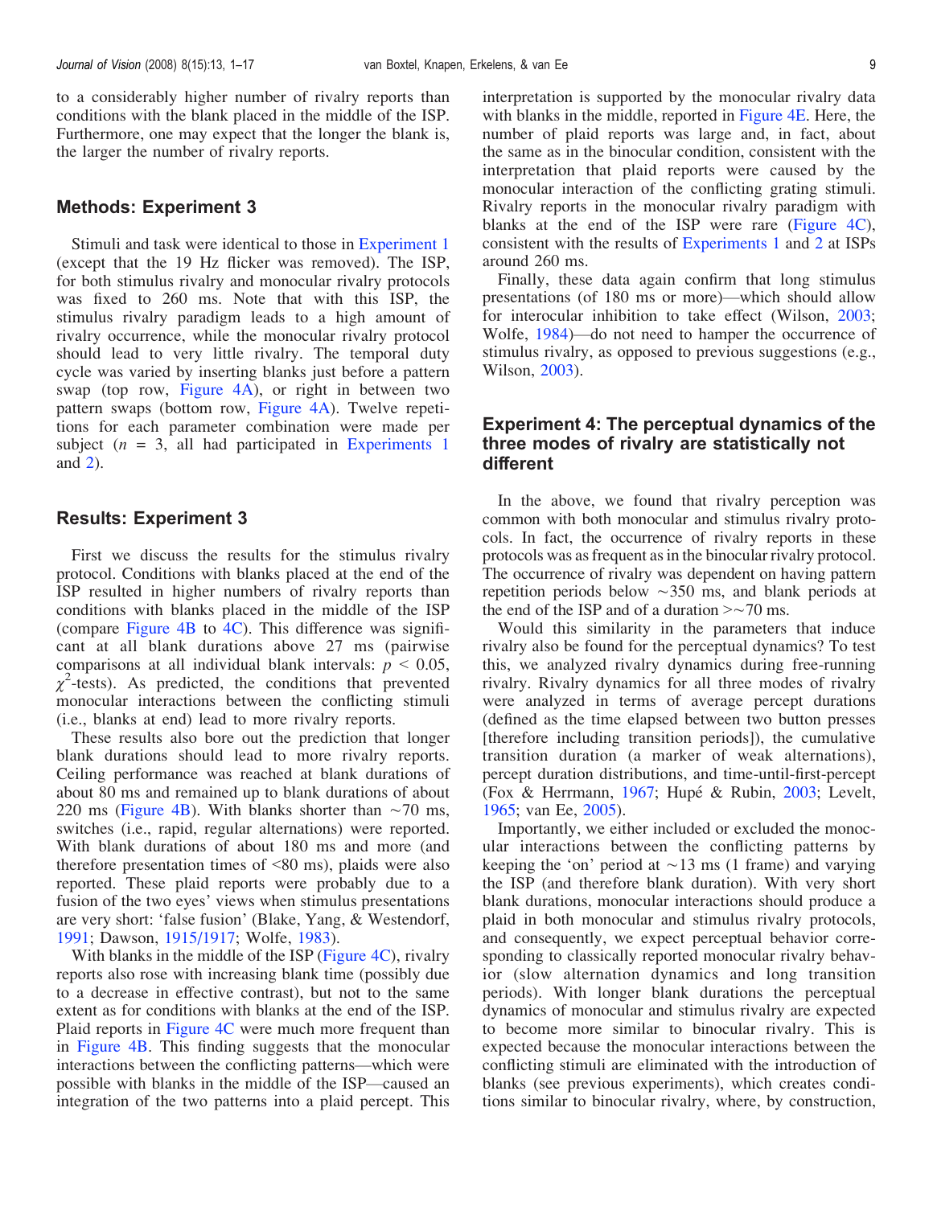to a considerably higher number of rivalry reports than conditions with the blank placed in the middle of the ISP. Furthermore, one may expect that the longer the blank is, the larger the number of rivalry reports.

## Methods: Experiment 3

Stimuli and task were identical to those in Experiment 1 (except that the 19 Hz flicker was removed). The ISP, for both stimulus rivalry and monocular rivalry protocols was fixed to 260 ms. Note that with this ISP, the stimulus rivalry paradigm leads to a high amount of rivalry occurrence, while the monocular rivalry protocol should lead to very little rivalry. The temporal duty cycle was varied by inserting blanks just before a pattern swap (top row, Figure 4A), or right in between two pattern swaps (bottom row, Figure 4A). Twelve repetitions for each parameter combination were made per subject ($n$ = 3, all had participated in Experiments 1 and 2).

## Results: Experiment 3

First we discuss the results for the stimulus rivalry protocol. Conditions with blanks placed at the end of the ISP resulted in higher numbers of rivalry reports than conditions with blanks placed in the middle of the ISP (compare Figure 4B to 4C). This difference was significant at all blank durations above 27 ms (pairwise comparisons at all individual blank intervals: $p < 0.05$, $\chi^2$-tests). As predicted, the conditions that prevented monocular interactions between the conflicting stimuli (i.e., blanks at end) lead to more rivalry reports.

These results also bore out the prediction that longer blank durations should lead to more rivalry reports. Ceiling performance was reached at blank durations of about 80 ms and remained up to blank durations of about 220 ms (Figure 4B). With blanks shorter than ~70 ms, switches (i.e., rapid, regular alternations) were reported. With blank durations of about 180 ms and more (and therefore presentation times of <80 ms), plaids were also reported. These plaid reports were probably due to a fusion of the two eyes' views when stimulus presentations are very short: 'false fusion' (Blake, Yang, & Westendorf, 1991; Dawson, 1915/1917; Wolfe, 1983).

With blanks in the middle of the ISP (Figure 4C), rivalry reports also rose with increasing blank time (possibly due to a decrease in effective contrast), but not to the same extent as for conditions with blanks at the end of the ISP. Plaid reports in Figure 4C were much more frequent than in Figure 4B. This finding suggests that the monocular interactions between the conflicting patterns—which were possible with blanks in the middle of the ISP—caused an integration of the two patterns into a plaid percept. This interpretation is supported by the monocular rivalry data with blanks in the middle, reported in Figure 4E. Here, the number of plaid reports was large and, in fact, about the same as in the binocular condition, consistent with the interpretation that plaid reports were caused by the monocular interaction of the conflicting grating stimuli. Rivalry reports in the monocular rivalry paradigm with blanks at the end of the ISP were rare (Figure 4C), consistent with the results of Experiments 1 and 2 at ISPs around 260 ms.

Finally, these data again confirm that long stimulus presentations (of 180 ms or more)—which should allow for interocular inhibition to take effect (Wilson, 2003; Wolfe, 1984)—do not need to hamper the occurrence of stimulus rivalry, as opposed to previous suggestions (e.g., Wilson, 2003).

## Experiment 4: The perceptual dynamics of the three modes of rivalry are statistically not different

In the above, we found that rivalry perception was common with both monocular and stimulus rivalry protocols. In fact, the occurrence of rivalry reports in these protocols was as frequent as in the binocular rivalry protocol. The occurrence of rivalry was dependent on having pattern repetition periods below ~350 ms, and blank periods at the end of the ISP and of a duration >~70 ms.

Would this similarity in the parameters that induce rivalry also be found for the perceptual dynamics? To test this, we analyzed rivalry dynamics during free-running rivalry. Rivalry dynamics for all three modes of rivalry were analyzed in terms of average percept durations (defined as the time elapsed between two button presses [therefore including transition periods]), the cumulative transition duration (a marker of weak alternations), percept duration distributions, and time-until-first-percept (Fox & Herrmann, 1967; Hupé & Rubin, 2003; Levelt, 1965; van Ee, 2005).

Importantly, we either included or excluded the monocular interactions between the conflicting patterns by keeping the 'on' period at ~13 ms (1 frame) and varying the ISP (and therefore blank duration). With very short blank durations, monocular interactions should produce a plaid in both monocular and stimulus rivalry protocols, and consequently, we expect perceptual behavior corresponding to classically reported monocular rivalry behavior (slow alternation dynamics and long transition periods). With longer blank durations the perceptual dynamics of monocular and stimulus rivalry are expected to become more similar to binocular rivalry. This is expected because the monocular interactions between the conflicting stimuli are eliminated with the introduction of blanks (see previous experiments), which creates conditions similar to binocular rivalry, where, by construction,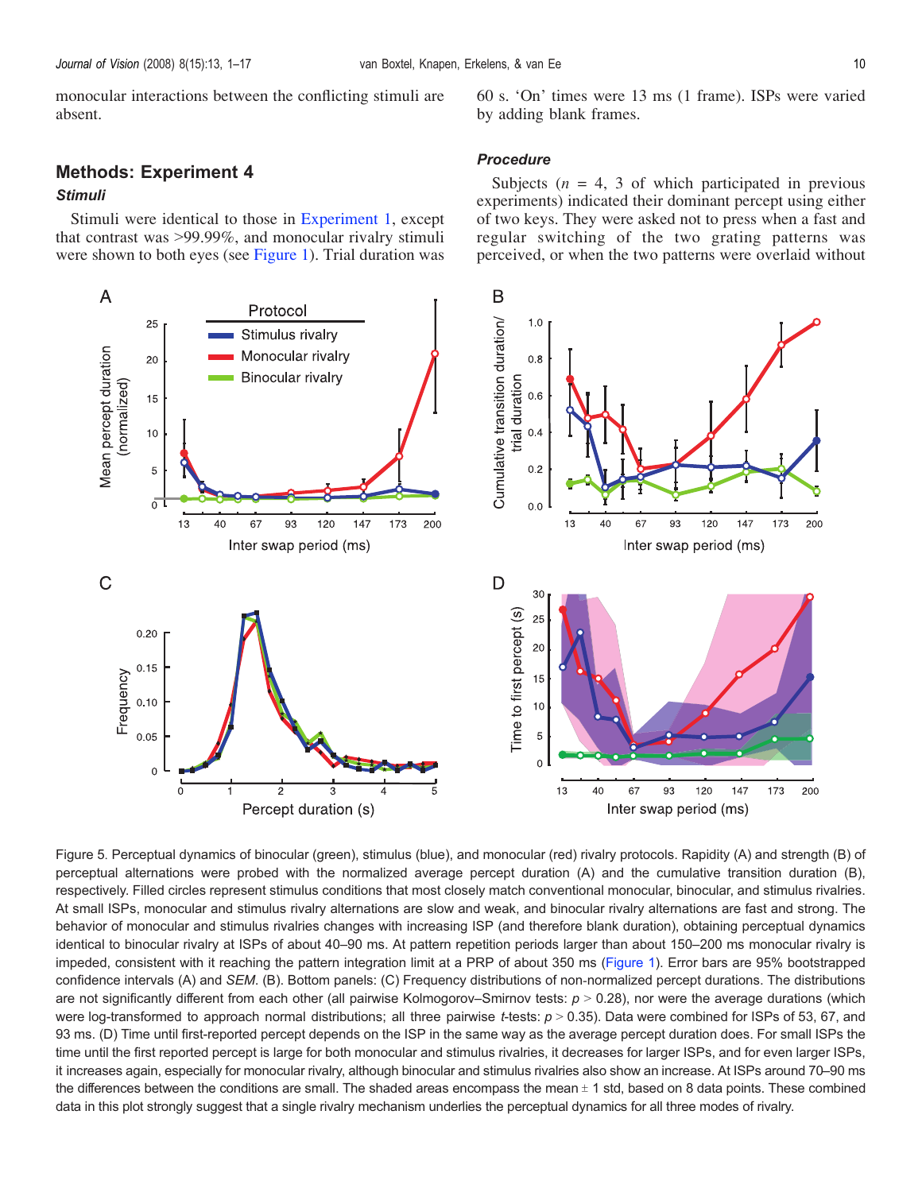monocular interactions between the conflicting stimuli are absent.

## Methods: Experiment 4

### Stimuli

Stimuli were identical to those in Experiment 1, except that contrast was >99.99%, and monocular rivalry stimuli were shown to both eyes (see Figure 1). Trial duration was 60 s. 'On' times were 13 ms (1 frame). ISPs were varied by adding blank frames.

### Procedure

Subjects ($n$ = 4, 3 of which participated in previous experiments) indicated their dominant percept using either of two keys. They were asked not to press when a fast and regular switching of the two grating patterns was perceived, or when the two patterns were overlaid without

Figure 5. Perceptual dynamics of binocular (green), stimulus (blue), and monocular (red) rivalry protocols. Rapidity (A) and strength (B) of perceptual alternations were probed with the normalized average percept duration (A) and the cumulative transition duration (B), respectively. Filled circles represent stimulus conditions that most closely match conventional monocular, binocular, and stimulus rivalries. At small ISPs, monocular and stimulus rivalry alternations are slow and weak, and binocular rivalry alternations are fast and strong. The behavior of monocular and stimulus rivalries changes with increasing ISP (and therefore blank duration), obtaining perceptual dynamics identical to binocular rivalry at ISPs of about 40–90 ms. At pattern repetition periods larger than about 150–200 ms monocular rivalry is impeded, consistent with it reaching the pattern integration limit at a PRP of about 350 ms (Figure 1). Error bars are 95% bootstrapped confidence intervals (A) and *SEM*. (B). Bottom panels: (C) Frequency distributions of non-normalized percept durations. The distributions are not significantly different from each other (all pairwise Kolmogorov–Smirnov tests: $p > 0.28$), nor were the average durations (which were log-transformed to approach normal distributions; all three pairwise $t$-tests: $p > 0.35$). Data were combined for ISPs of 53, 67, and 93 ms. (D) Time until first-reported percept depends on the ISP in the same way as the average percept duration does. For small ISPs the time until the first reported percept is large for both monocular and stimulus rivalries, it decreases for larger ISPs, and for even larger ISPs, it increases again, especially for monocular rivalry, although binocular and stimulus rivalries also show an increase. At ISPs around 70–90 ms the differences between the conditions are small. The shaded areas encompass the mean ± 1 std, based on 8 data points. These combined data in this plot strongly suggest that a single rivalry mechanism underlies the perceptual dynamics for all three modes of rivalry.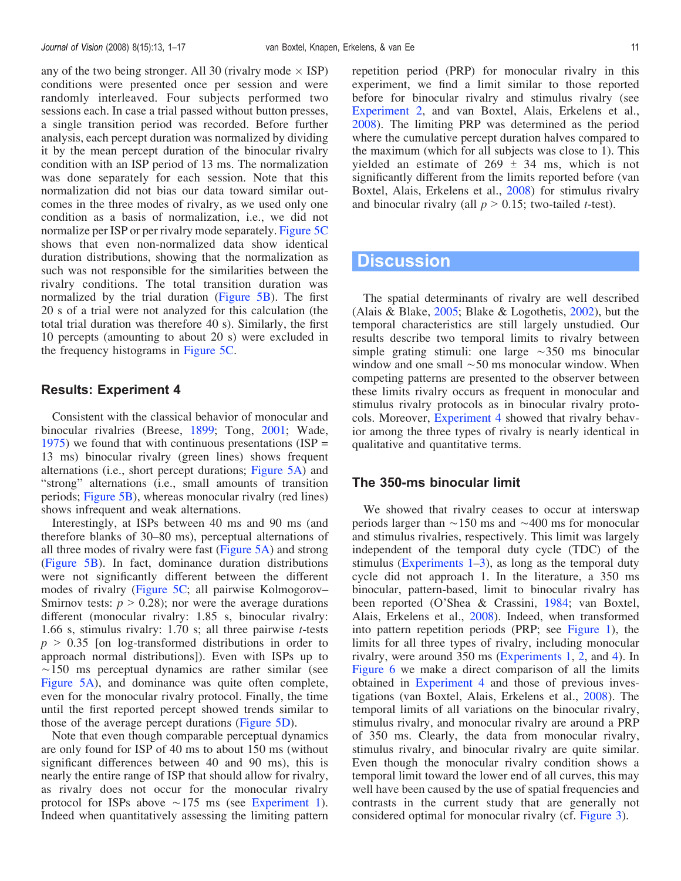any of the two being stronger. All 30 (rivalry mode × ISP) conditions were presented once per session and were randomly interleaved. Four subjects performed two sessions each. In case a trial passed without button presses, a single transition period was recorded. Before further analysis, each percept duration was normalized by dividing it by the mean percept duration of the binocular rivalry condition with an ISP period of 13 ms. The normalization was done separately for each session. Note that this normalization did not bias our data toward similar outcomes in the three modes of rivalry, as we used only one condition as a basis of normalization, i.e., we did not normalize per ISP or per rivalry mode separately. Figure 5C shows that even non-normalized data show identical duration distributions, showing that the normalization as such was not responsible for the similarities between the rivalry conditions. The total transition duration was normalized by the trial duration (Figure 5B). The first 20 s of a trial were not analyzed for this calculation (the total trial duration was therefore 40 s). Similarly, the first 10 percepts (amounting to about 20 s) were excluded in the frequency histograms in Figure 5C.

## Results: Experiment 4

Consistent with the classical behavior of monocular and binocular rivalries (Breese, 1899; Tong, 2001; Wade, 1975) we found that with continuous presentations (ISP = 13 ms) binocular rivalry (green lines) shows frequent alternations (i.e., short percept durations; Figure 5A) and "strong" alternations (i.e., small amounts of transition periods; Figure 5B), whereas monocular rivalry (red lines) shows infrequent and weak alternations.

Interestingly, at ISPs between 40 ms and 90 ms (and therefore blanks of 30–80 ms), perceptual alternations of all three modes of rivalry were fast (Figure 5A) and strong (Figure 5B). In fact, dominance duration distributions were not significantly different between the different modes of rivalry (Figure 5C; all pairwise Kolmogorov–Smirnov tests: $p > 0.28$); nor were the average durations different (monocular rivalry: 1.85 s, binocular rivalry: 1.66 s, stimulus rivalry: 1.70 s; all three pairwise *t*-tests $p > 0.35$ [on log-transformed distributions in order to approach normal distributions]). Even with ISPs up to ~150 ms perceptual dynamics are rather similar (see Figure 5A), and dominance was quite often complete, even for the monocular rivalry protocol. Finally, the time until the first reported percept showed trends similar to those of the average percept durations (Figure 5D).

Note that even though comparable perceptual dynamics are only found for ISP of 40 ms to about 150 ms (without significant differences between 40 and 90 ms), this is nearly the entire range of ISP that should allow for rivalry, as rivalry does not occur for the monocular rivalry protocol for ISPs above ~175 ms (see Experiment 1). Indeed when quantitatively assessing the limiting pattern repetition period (PRP) for monocular rivalry in this experiment, we find a limit similar to those reported before for binocular rivalry and stimulus rivalry (see Experiment 2, and van Boxtel, Alais, Erkelens et al., 2008). The limiting PRP was determined as the period where the cumulative percept duration halves compared to the maximum (which for all subjects was close to 1). This yielded an estimate of 269 ± 34 ms, which is not significantly different from the limits reported before (van Boxtel, Alais, Erkelens et al., 2008) for stimulus rivalry and binocular rivalry (all $p > 0.15$; two-tailed *t*-test).

# Discussion

The spatial determinants of rivalry are well described (Alais & Blake, 2005; Blake & Logothetis, 2002), but the temporal characteristics are still largely unstudied. Our results describe two temporal limits to rivalry between simple grating stimuli: one large ~350 ms binocular window and one small ~50 ms monocular window. When competing patterns are presented to the observer between these limits rivalry occurs as frequent in monocular and stimulus rivalry protocols as in binocular rivalry protocols. Moreover, Experiment 4 showed that rivalry behavior among the three types of rivalry is nearly identical in qualitative and quantitative terms.

## The 350-ms binocular limit

We showed that rivalry ceases to occur at interswap periods larger than ~150 ms and ~400 ms for monocular and stimulus rivalries, respectively. This limit was largely independent of the temporal duty cycle (TDC) of the stimulus (Experiments 1–3), as long as the temporal duty cycle did not approach 1. In the literature, a 350 ms binocular, pattern-based, limit to binocular rivalry has been reported (O'Shea & Crassini, 1984; van Boxtel, Alais, Erkelens et al., 2008). Indeed, when transformed into pattern repetition periods (PRP; see Figure 1), the limits for all three types of rivalry, including monocular rivalry, were around 350 ms (Experiments 1, 2, and 4). In Figure 6 we make a direct comparison of all the limits obtained in Experiment 4 and those of previous investigations (van Boxtel, Alais, Erkelens et al., 2008). The temporal limits of all variations on the binocular rivalry, stimulus rivalry, and monocular rivalry are around a PRP of 350 ms. Clearly, the data from monocular rivalry, stimulus rivalry, and binocular rivalry are quite similar. Even though the monocular rivalry condition shows a temporal limit toward the lower end of all curves, this may well have been caused by the use of spatial frequencies and contrasts in the current study that are generally not considered optimal for monocular rivalry (cf. Figure 3).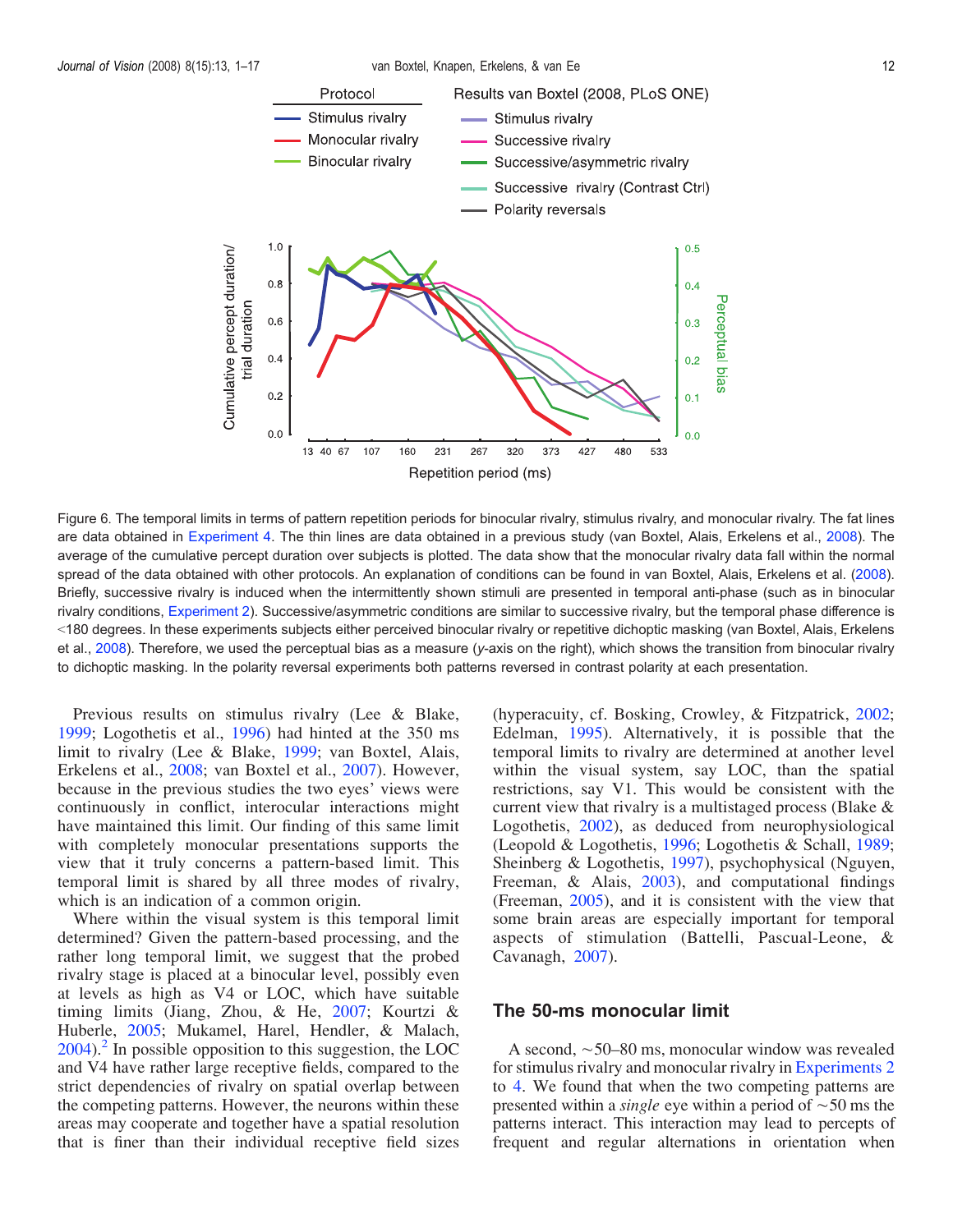Figure 6. The temporal limits in terms of pattern repetition periods for binocular rivalry, stimulus rivalry, and monocular rivalry. The fat lines are data obtained in Experiment 4. The thin lines are data obtained in a previous study (van Boxtel, Alais, Erkelens et al., 2008). The average of the cumulative percept duration over subjects is plotted. The data show that the monocular rivalry data fall within the normal spread of the data obtained with other protocols. An explanation of conditions can be found in van Boxtel, Alais, Erkelens et al. (2008). Briefly, successive rivalry is induced when the intermittently shown stimuli are presented in temporal anti-phase (such as in binocular rivalry conditions, Experiment 2). Successive/asymmetric conditions are similar to successive rivalry, but the temporal phase difference is <180 degrees. In these experiments subjects either perceived binocular rivalry or repetitive dichoptic masking (van Boxtel, Alais, Erkelens et al., 2008). Therefore, we used the perceptual bias as a measure (*y*-axis on the right), which shows the transition from binocular rivalry to dichoptic masking. In the polarity reversal experiments both patterns reversed in contrast polarity at each presentation.

Previous results on stimulus rivalry (Lee & Blake, 1999; Logothetis et al., 1996) had hinted at the 350 ms limit to rivalry (Lee & Blake, 1999; van Boxtel, Alais, Erkelens et al., 2008; van Boxtel et al., 2007). However, because in the previous studies the two eyes' views were continuously in conflict, interocular interactions might have maintained this limit. Our finding of this same limit with completely monocular presentations supports the view that it truly concerns a pattern-based limit. This temporal limit is shared by all three modes of rivalry, which is an indication of a common origin.

Where within the visual system is this temporal limit determined? Given the pattern-based processing, and the rather long temporal limit, we suggest that the probed rivalry stage is placed at a binocular level, possibly even at levels as high as V4 or LOC, which have suitable timing limits (Jiang, Zhou, & He, 2007; Kourtzi & Huberle, 2005; Mukamel, Harel, Hendler, & Malach, 2004).[2] In possible opposition to this suggestion, the LOC and V4 have rather large receptive fields, compared to the strict dependencies of rivalry on spatial overlap between the competing patterns. However, the neurons within these areas may cooperate and together have a spatial resolution that is finer than their individual receptive field sizes (hyperacuity, cf. Bosking, Crowley, & Fitzpatrick, 2002; Edelman, 1995). Alternatively, it is possible that the temporal limits to rivalry are determined at another level within the visual system, say LOC, than the spatial restrictions, say V1. This would be consistent with the current view that rivalry is a multistaged process (Blake & Logothetis, 2002), as deduced from neurophysiological (Leopold & Logothetis, 1996; Logothetis & Schall, 1989; Sheinberg & Logothetis, 1997), psychophysical (Nguyen, Freeman, & Alais, 2003), and computational findings (Freeman, 2005), and it is consistent with the view that some brain areas are especially important for temporal aspects of stimulation (Battelli, Pascual-Leone, & Cavanagh, 2007).

## The 50-ms monocular limit

A second, ~50–80 ms, monocular window was revealed for stimulus rivalry and monocular rivalry in Experiments 2 to 4. We found that when the two competing patterns are presented within a *single* eye within a period of ~50 ms the patterns interact. This interaction may lead to percepts of frequent and regular alternations in orientation when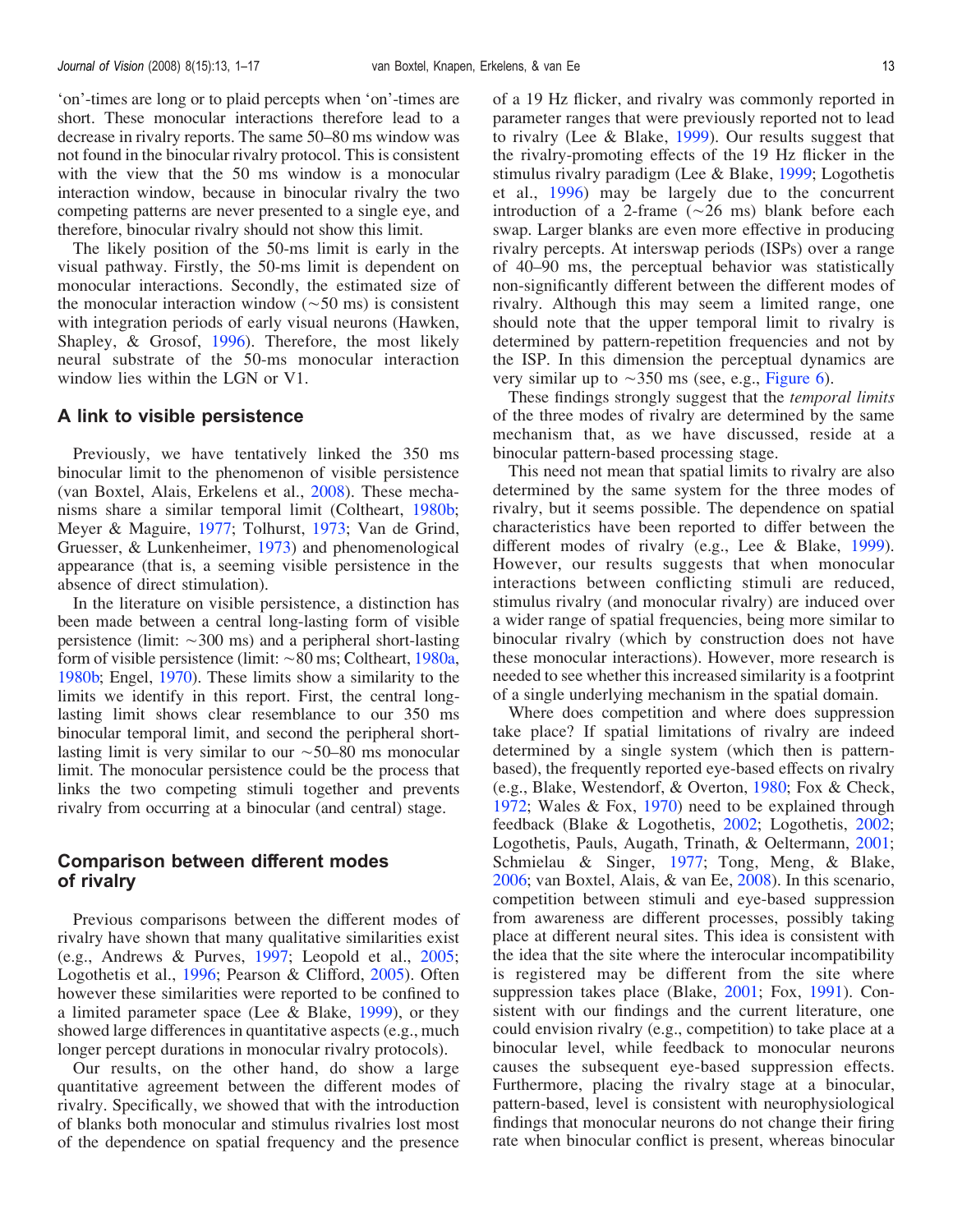'on'-times are long or to plaid percepts when 'on'-times are short. These monocular interactions therefore lead to a decrease in rivalry reports. The same 50–80 ms window was not found in the binocular rivalry protocol. This is consistent with the view that the 50 ms window is a monocular interaction window, because in binocular rivalry the two competing patterns are never presented to a single eye, and therefore, binocular rivalry should not show this limit.

The likely position of the 50-ms limit is early in the visual pathway. Firstly, the 50-ms limit is dependent on monocular interactions. Secondly, the estimated size of the monocular interaction window (~50 ms) is consistent with integration periods of early visual neurons (Hawken, Shapley, & Grosof, 1996). Therefore, the most likely neural substrate of the 50-ms monocular interaction window lies within the LGN or V1.

## A link to visible persistence

Previously, we have tentatively linked the 350 ms binocular limit to the phenomenon of visible persistence (van Boxtel, Alais, Erkelens et al., 2008). These mechanisms share a similar temporal limit (Coltheart, 1980b; Meyer & Maguire, 1977; Tolhurst, 1973; Van de Grind, Gruesser, & Lunkenheimer, 1973) and phenomenological appearance (that is, a seeming visible persistence in the absence of direct stimulation).

In the literature on visible persistence, a distinction has been made between a central long-lasting form of visible persistence (limit: ~300 ms) and a peripheral short-lasting form of visible persistence (limit: ~80 ms; Coltheart, 1980a, 1980b; Engel, 1970). These limits show a similarity to the limits we identify in this report. First, the central long-lasting limit shows clear resemblance to our 350 ms binocular temporal limit, and second the peripheral short-lasting limit is very similar to our ~50–80 ms monocular limit. The monocular persistence could be the process that links the two competing stimuli together and prevents rivalry from occurring at a binocular (and central) stage.

## Comparison between different modes of rivalry

Previous comparisons between the different modes of rivalry have shown that many qualitative similarities exist (e.g., Andrews & Purves, 1997; Leopold et al., 2005; Logothetis et al., 1996; Pearson & Clifford, 2005). Often however these similarities were reported to be confined to a limited parameter space (Lee & Blake, 1999), or they showed large differences in quantitative aspects (e.g., much longer percept durations in monocular rivalry protocols).

Our results, on the other hand, do show a large quantitative agreement between the different modes of rivalry. Specifically, we showed that with the introduction of blanks both monocular and stimulus rivalries lost most of the dependence on spatial frequency and the presence of a 19 Hz flicker, and rivalry was commonly reported in parameter ranges that were previously reported not to lead to rivalry (Lee & Blake, 1999). Our results suggest that the rivalry-promoting effects of the 19 Hz flicker in the stimulus rivalry paradigm (Lee & Blake, 1999; Logothetis et al., 1996) may be largely due to the concurrent introduction of a 2-frame (~26 ms) blank before each swap. Larger blanks are even more effective in producing rivalry percepts. At interswap periods (ISPs) over a range of 40–90 ms, the perceptual behavior was statistically non-significantly different between the different modes of rivalry. Although this may seem a limited range, one should note that the upper temporal limit to rivalry is determined by pattern-repetition frequencies and not by the ISP. In this dimension the perceptual dynamics are very similar up to ~350 ms (see, e.g., Figure 6).

These findings strongly suggest that the *temporal limits* of the three modes of rivalry are determined by the same mechanism that, as we have discussed, reside at a binocular pattern-based processing stage.

This need not mean that spatial limits to rivalry are also determined by the same system for the three modes of rivalry, but it seems possible. The dependence on spatial characteristics have been reported to differ between the different modes of rivalry (e.g., Lee & Blake, 1999). However, our results suggests that when monocular interactions between conflicting stimuli are reduced, stimulus rivalry (and monocular rivalry) are induced over a wider range of spatial frequencies, being more similar to binocular rivalry (which by construction does not have these monocular interactions). However, more research is needed to see whether this increased similarity is a footprint of a single underlying mechanism in the spatial domain.

Where does competition and where does suppression take place? If spatial limitations of rivalry are indeed determined by a single system (which then is pattern-based), the frequently reported eye-based effects on rivalry (e.g., Blake, Westendorf, & Overton, 1980; Fox & Check, 1972; Wales & Fox, 1970) need to be explained through feedback (Blake & Logothetis, 2002; Logothetis, 2002; Logothetis, Pauls, Augath, Trinath, & Oeltermann, 2001; Schmielau & Singer, 1977; Tong, Meng, & Blake, 2006; van Boxtel, Alais, & van Ee, 2008). In this scenario, competition between stimuli and eye-based suppression from awareness are different processes, possibly taking place at different neural sites. This idea is consistent with the idea that the site where the interocular incompatibility is registered may be different from the site where suppression takes place (Blake, 2001; Fox, 1991). Consistent with our findings and the current literature, one could envision rivalry (e.g., competition) to take place at a binocular level, while feedback to monocular neurons causes the subsequent eye-based suppression effects. Furthermore, placing the rivalry stage at a binocular, pattern-based, level is consistent with neurophysiological findings that monocular neurons do not change their firing rate when binocular conflict is present, whereas binocular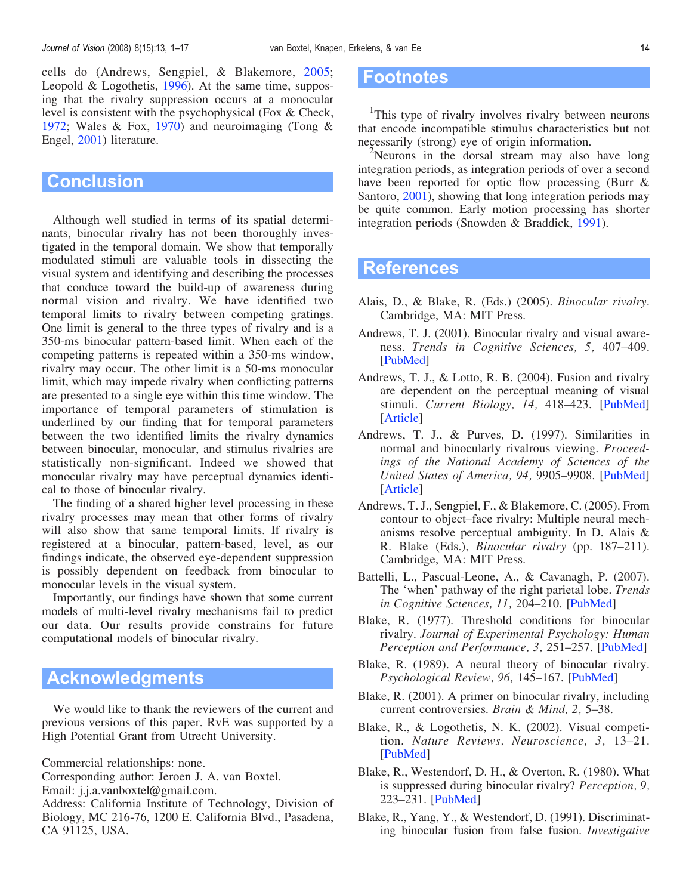cells do (Andrews, Sengpiel, & Blakemore, 2005; Leopold & Logothetis, 1996). At the same time, supposing that the rivalry suppression occurs at a monocular level is consistent with the psychophysical (Fox & Check, 1972; Wales & Fox, 1970) and neuroimaging (Tong & Engel, 2001) literature.

## Conclusion

Although well studied in terms of its spatial determinants, binocular rivalry has not been thoroughly investigated in the temporal domain. We show that temporally modulated stimuli are valuable tools in dissecting the visual system and identifying and describing the processes that conduce toward the build-up of awareness during normal vision and rivalry. We have identified two temporal limits to rivalry between competing gratings. One limit is general to the three types of rivalry and is a 350-ms binocular pattern-based limit. When each of the competing patterns is repeated within a 350-ms window, rivalry may occur. The other limit is a 50-ms monocular limit, which may impede rivalry when conflicting patterns are presented to a single eye within this time window. The importance of temporal parameters of stimulation is underlined by our finding that for temporal parameters between the two identified limits the rivalry dynamics between binocular, monocular, and stimulus rivalries are statistically non-significant. Indeed we showed that monocular rivalry may have perceptual dynamics identical to those of binocular rivalry.

The finding of a shared higher level processing in these rivalry processes may mean that other forms of rivalry will also show that same temporal limits. If rivalry is registered at a binocular, pattern-based, level, as our findings indicate, the observed eye-dependent suppression is possibly dependent on feedback from binocular to monocular levels in the visual system.

Importantly, our findings have shown that some current models of multi-level rivalry mechanisms fail to predict our data. Our results provide constrains for future computational models of binocular rivalry.

## Acknowledgments

We would like to thank the reviewers of the current and previous versions of this paper. RvE was supported by a High Potential Grant from Utrecht University.

Commercial relationships: none.
Corresponding author: Jeroen J. A. van Boxtel.
Email: j.j.a.vanboxtel@gmail.com.
Address: California Institute of Technology, Division of Biology, MC 216-76, 1200 E. California Blvd., Pasadena, CA 91125, USA.

## Footnotes

[1]This type of rivalry involves rivalry between neurons that encode incompatible stimulus characteristics but not necessarily (strong) eye of origin information.

[2]Neurons in the dorsal stream may also have long integration periods, as integration periods of over a second have been reported for optic flow processing (Burr & Santoro, 2001), showing that long integration periods may be quite common. Early motion processing has shorter integration periods (Snowden & Braddick, 1991).

## References

Alais, D., & Blake, R. (Eds.) (2005). *Binocular rivalry*. Cambridge, MA: MIT Press.

Andrews, T. J. (2001). Binocular rivalry and visual awareness. *Trends in Cognitive Sciences, 5,* 407–409. [PubMed]

Andrews, T. J., & Lotto, R. B. (2004). Fusion and rivalry are dependent on the perceptual meaning of visual stimuli. *Current Biology, 14,* 418–423. [PubMed] [Article]

Andrews, T. J., & Purves, D. (1997). Similarities in normal and binocularly rivalrous viewing. *Proceedings of the National Academy of Sciences of the United States of America, 94,* 9905–9908. [PubMed] [Article]

Andrews, T. J., Sengpiel, F., & Blakemore, C. (2005). From contour to object–face rivalry: Multiple neural mechanisms resolve perceptual ambiguity. In D. Alais & R. Blake (Eds.), *Binocular rivalry* (pp. 187–211). Cambridge, MA: MIT Press.

Battelli, L., Pascual-Leone, A., & Cavanagh, P. (2007). The 'when' pathway of the right parietal lobe. *Trends in Cognitive Sciences, 11,* 204–210. [PubMed]

Blake, R. (1977). Threshold conditions for binocular rivalry. *Journal of Experimental Psychology: Human Perception and Performance, 3,* 251–257. [PubMed]

Blake, R. (1989). A neural theory of binocular rivalry. *Psychological Review, 96,* 145–167. [PubMed]

Blake, R. (2001). A primer on binocular rivalry, including current controversies. *Brain & Mind, 2,* 5–38.

Blake, R., & Logothetis, N. K. (2002). Visual competition. *Nature Reviews, Neuroscience, 3,* 13–21. [PubMed]

Blake, R., Westendorf, D. H., & Overton, R. (1980). What is suppressed during binocular rivalry? *Perception, 9,* 223–231. [PubMed]

Blake, R., Yang, Y., & Westendorf, D. (1991). Discriminating binocular fusion from false fusion. *Investigative*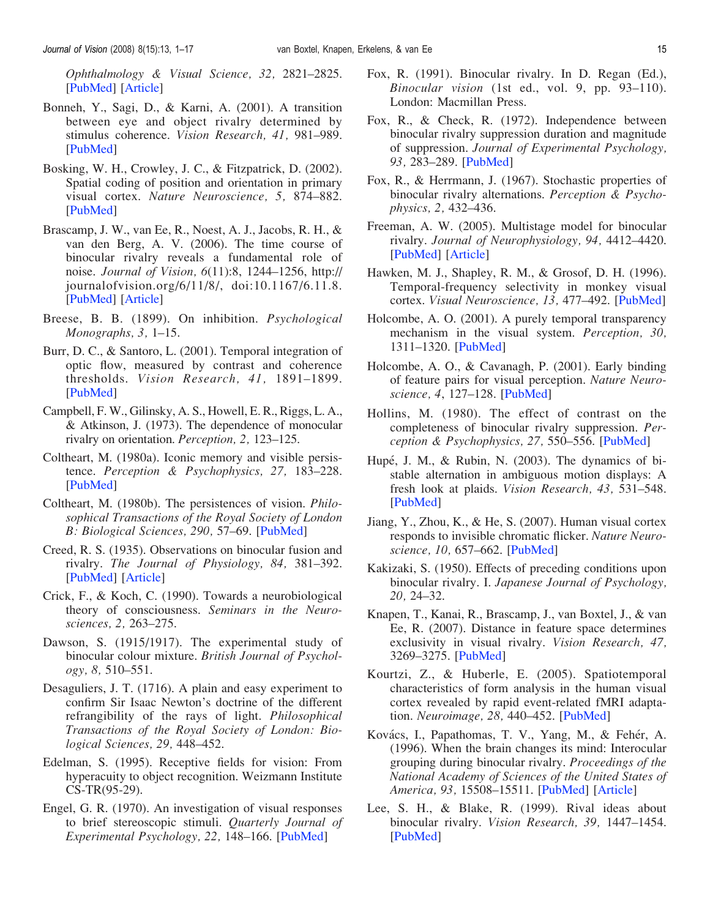*Ophthalmology & Visual Science, 32,* 2821–2825. [PubMed] [Article]

Bonneh, Y., Sagi, D., & Karni, A. (2001). A transition between eye and object rivalry determined by stimulus coherence. *Vision Research, 41,* 981–989. [PubMed]

Bosking, W. H., Crowley, J. C., & Fitzpatrick, D. (2002). Spatial coding of position and orientation in primary visual cortex. *Nature Neuroscience, 5,* 874–882. [PubMed]

Brascamp, J. W., van Ee, R., Noest, A. J., Jacobs, R. H., & van den Berg, A. V. (2006). The time course of binocular rivalry reveals a fundamental role of noise. *Journal of Vision, 6*(11):8, 1244–1256, http://journalofvision.org/6/11/8/, doi:10.1167/6.11.8. [PubMed] [Article]

Breese, B. B. (1899). On inhibition. *Psychological Monographs, 3,* 1–15.

Burr, D. C., & Santoro, L. (2001). Temporal integration of optic flow, measured by contrast and coherence thresholds. *Vision Research, 41,* 1891–1899. [PubMed]

Campbell, F. W., Gilinsky, A. S., Howell, E. R., Riggs, L. A., & Atkinson, J. (1973). The dependence of monocular rivalry on orientation. *Perception, 2,* 123–125.

Coltheart, M. (1980a). Iconic memory and visible persistence. *Perception & Psychophysics, 27,* 183–228. [PubMed]

Coltheart, M. (1980b). The persistences of vision. *Philosophical Transactions of the Royal Society of London B: Biological Sciences, 290,* 57–69. [PubMed]

Creed, R. S. (1935). Observations on binocular fusion and rivalry. *The Journal of Physiology, 84,* 381–392. [PubMed] [Article]

Crick, F., & Koch, C. (1990). Towards a neurobiological theory of consciousness. *Seminars in the Neurosciences, 2,* 263–275.

Dawson, S. (1915/1917). The experimental study of binocular colour mixture. *British Journal of Psychology, 8,* 510–551.

Desaguliers, J. T. (1716). A plain and easy experiment to confirm Sir Isaac Newton's doctrine of the different refrangibility of the rays of light. *Philosophical Transactions of the Royal Society of London: Biological Sciences, 29,* 448–452.

Edelman, S. (1995). Receptive fields for vision: From hyperacuity to object recognition. Weizmann Institute CS-TR(95-29).

Engel, G. R. (1970). An investigation of visual responses to brief stereoscopic stimuli. *Quarterly Journal of Experimental Psychology, 22,* 148–166. [PubMed]

Fox, R. (1991). Binocular rivalry. In D. Regan (Ed.), *Binocular vision* (1st ed., vol. 9, pp. 93–110). London: Macmillan Press.

Fox, R., & Check, R. (1972). Independence between binocular rivalry suppression duration and magnitude of suppression. *Journal of Experimental Psychology, 93,* 283–289. [PubMed]

Fox, R., & Herrmann, J. (1967). Stochastic properties of binocular rivalry alternations. *Perception & Psychophysics, 2,* 432–436.

Freeman, A. W. (2005). Multistage model for binocular rivalry. *Journal of Neurophysiology, 94,* 4412–4420. [PubMed] [Article]

Hawken, M. J., Shapley, R. M., & Grosof, D. H. (1996). Temporal-frequency selectivity in monkey visual cortex. *Visual Neuroscience, 13,* 477–492. [PubMed]

Holcombe, A. O. (2001). A purely temporal transparency mechanism in the visual system. *Perception, 30,* 1311–1320. [PubMed]

Holcombe, A. O., & Cavanagh, P. (2001). Early binding of feature pairs for visual perception. *Nature Neuroscience, 4,* 127–128. [PubMed]

Hollins, M. (1980). The effect of contrast on the completeness of binocular rivalry suppression. *Perception & Psychophysics, 27,* 550–556. [PubMed]

Hupé, J. M., & Rubin, N. (2003). The dynamics of bistable alternation in ambiguous motion displays: A fresh look at plaids. *Vision Research, 43,* 531–548. [PubMed]

Jiang, Y., Zhou, K., & He, S. (2007). Human visual cortex responds to invisible chromatic flicker. *Nature Neuroscience, 10,* 657–662. [PubMed]

Kakizaki, S. (1950). Effects of preceding conditions upon binocular rivalry. I. *Japanese Journal of Psychology, 20,* 24–32.

Knapen, T., Kanai, R., Brascamp, J., van Boxtel, J., & van Ee, R. (2007). Distance in feature space determines exclusivity in visual rivalry. *Vision Research, 47,* 3269–3275. [PubMed]

Kourtzi, Z., & Huberle, E. (2005). Spatiotemporal characteristics of form analysis in the human visual cortex revealed by rapid event-related fMRI adaptation. *Neuroimage, 28,* 440–452. [PubMed]

Kovács, I., Papathomas, T. V., Yang, M., & Fehér, A. (1996). When the brain changes its mind: Interocular grouping during binocular rivalry. *Proceedings of the National Academy of Sciences of the United States of America, 93,* 15508–15511. [PubMed] [Article]

Lee, S. H., & Blake, R. (1999). Rival ideas about binocular rivalry. *Vision Research, 39,* 1447–1454. [PubMed]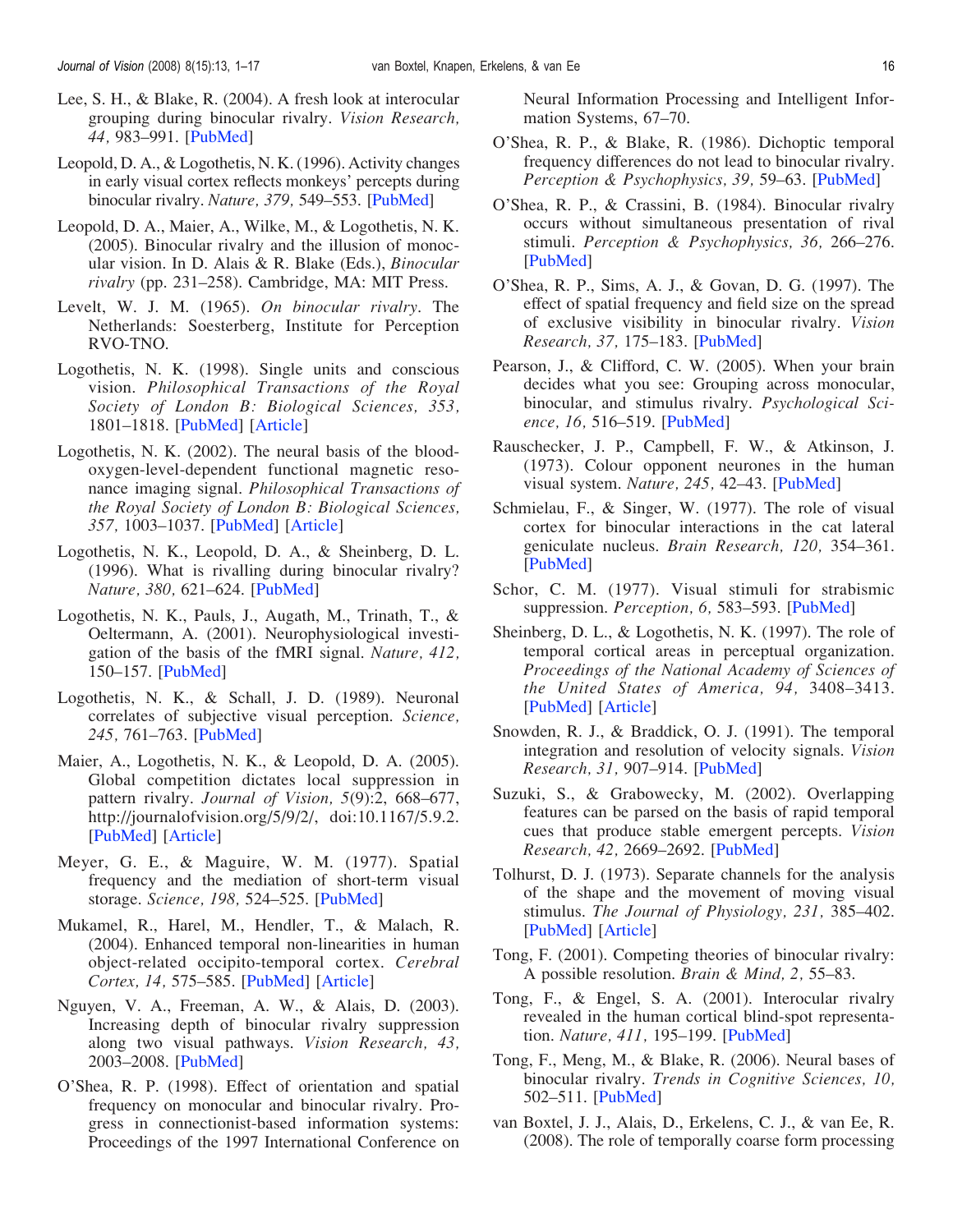Lee, S. H., & Blake, R. (2004). A fresh look at interocular grouping during binocular rivalry. *Vision Research, 44,* 983–991. [PubMed]

Leopold, D. A., & Logothetis, N. K. (1996). Activity changes in early visual cortex reflects monkeys' percepts during binocular rivalry. *Nature, 379,* 549–553. [PubMed]

Leopold, D. A., Maier, A., Wilke, M., & Logothetis, N. K. (2005). Binocular rivalry and the illusion of monocular vision. In D. Alais & R. Blake (Eds.), *Binocular rivalry* (pp. 231–258). Cambridge, MA: MIT Press.

Levelt, W. J. M. (1965). *On binocular rivalry*. The Netherlands: Soesterberg, Institute for Perception RVO-TNO.

Logothetis, N. K. (1998). Single units and conscious vision. *Philosophical Transactions of the Royal Society of London B: Biological Sciences, 353,* 1801–1818. [PubMed] [Article]

Logothetis, N. K. (2002). The neural basis of the blood-oxygen-level-dependent functional magnetic resonance imaging signal. *Philosophical Transactions of the Royal Society of London B: Biological Sciences, 357,* 1003–1037. [PubMed] [Article]

Logothetis, N. K., Leopold, D. A., & Sheinberg, D. L. (1996). What is rivalling during binocular rivalry? *Nature, 380,* 621–624. [PubMed]

Logothetis, N. K., Pauls, J., Augath, M., Trinath, T., & Oeltermann, A. (2001). Neurophysiological investigation of the basis of the fMRI signal. *Nature, 412,* 150–157. [PubMed]

Logothetis, N. K., & Schall, J. D. (1989). Neuronal correlates of subjective visual perception. *Science, 245,* 761–763. [PubMed]

Maier, A., Logothetis, N. K., & Leopold, D. A. (2005). Global competition dictates local suppression in pattern rivalry. *Journal of Vision, 5*(9):2, 668–677, http://journalofvision.org/5/9/2/, doi:10.1167/5.9.2. [PubMed] [Article]

Meyer, G. E., & Maguire, W. M. (1977). Spatial frequency and the mediation of short-term visual storage. *Science, 198,* 524–525. [PubMed]

Mukamel, R., Harel, M., Hendler, T., & Malach, R. (2004). Enhanced temporal non-linearities in human object-related occipito-temporal cortex. *Cerebral Cortex, 14,* 575–585. [PubMed] [Article]

Nguyen, V. A., Freeman, A. W., & Alais, D. (2003). Increasing depth of binocular rivalry suppression along two visual pathways. *Vision Research, 43,* 2003–2008. [PubMed]

O'Shea, R. P. (1998). Effect of orientation and spatial frequency on monocular and binocular rivalry. Progress in connectionist-based information systems: Proceedings of the 1997 International Conference on Neural Information Processing and Intelligent Information Systems, 67–70.

O'Shea, R. P., & Blake, R. (1986). Dichoptic temporal frequency differences do not lead to binocular rivalry. *Perception & Psychophysics, 39,* 59–63. [PubMed]

O'Shea, R. P., & Crassini, B. (1984). Binocular rivalry occurs without simultaneous presentation of rival stimuli. *Perception & Psychophysics, 36,* 266–276. [PubMed]

O'Shea, R. P., Sims, A. J., & Govan, D. G. (1997). The effect of spatial frequency and field size on the spread of exclusive visibility in binocular rivalry. *Vision Research, 37,* 175–183. [PubMed]

Pearson, J., & Clifford, C. W. (2005). When your brain decides what you see: Grouping across monocular, binocular, and stimulus rivalry. *Psychological Science, 16,* 516–519. [PubMed]

Rauschecker, J. P., Campbell, F. W., & Atkinson, J. (1973). Colour opponent neurones in the human visual system. *Nature, 245,* 42–43. [PubMed]

Schmielau, F., & Singer, W. (1977). The role of visual cortex for binocular interactions in the cat lateral geniculate nucleus. *Brain Research, 120,* 354–361. [PubMed]

Schor, C. M. (1977). Visual stimuli for strabismic suppression. *Perception, 6,* 583–593. [PubMed]

Sheinberg, D. L., & Logothetis, N. K. (1997). The role of temporal cortical areas in perceptual organization. *Proceedings of the National Academy of Sciences of the United States of America, 94,* 3408–3413. [PubMed] [Article]

Snowden, R. J., & Braddick, O. J. (1991). The temporal integration and resolution of velocity signals. *Vision Research, 31,* 907–914. [PubMed]

Suzuki, S., & Grabowecky, M. (2002). Overlapping features can be parsed on the basis of rapid temporal cues that produce stable emergent percepts. *Vision Research, 42,* 2669–2692. [PubMed]

Tolhurst, D. J. (1973). Separate channels for the analysis of the shape and the movement of moving visual stimulus. *The Journal of Physiology, 231,* 385–402. [PubMed] [Article]

Tong, F. (2001). Competing theories of binocular rivalry: A possible resolution. *Brain & Mind, 2,* 55–83.

Tong, F., & Engel, S. A. (2001). Interocular rivalry revealed in the human cortical blind-spot representation. *Nature, 411,* 195–199. [PubMed]

Tong, F., Meng, M., & Blake, R. (2006). Neural bases of binocular rivalry. *Trends in Cognitive Sciences, 10,* 502–511. [PubMed]

van Boxtel, J. J., Alais, D., Erkelens, C. J., & van Ee, R. (2008). The role of temporally coarse form processing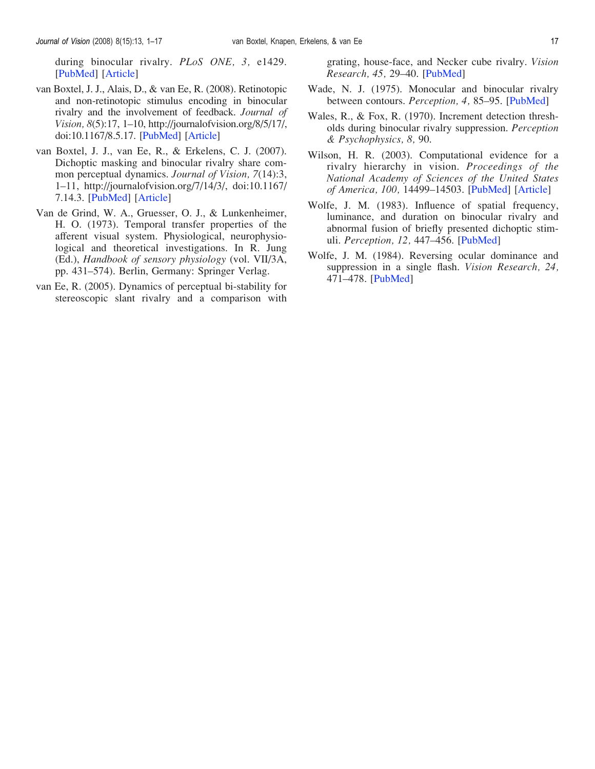during binocular rivalry. *PLoS ONE, 3,* e1429. [PubMed] [Article]

van Boxtel, J. J., Alais, D., & van Ee, R. (2008). Retinotopic and non-retinotopic stimulus encoding in binocular rivalry and the involvement of feedback. *Journal of Vision, 8*(5):17, 1–10, http://journalofvision.org/8/5/17/, doi:10.1167/8.5.17. [PubMed] [Article]

van Boxtel, J. J., van Ee, R., & Erkelens, C. J. (2007). Dichoptic masking and binocular rivalry share common perceptual dynamics. *Journal of Vision, 7*(14):3, 1–11, http://journalofvision.org/7/14/3/, doi:10.1167/7.14.3. [PubMed] [Article]

Van de Grind, W. A., Gruesser, O. J., & Lunkenheimer, H. O. (1973). Temporal transfer properties of the afferent visual system. Physiological, neurophysiological and theoretical investigations. In R. Jung (Ed.), *Handbook of sensory physiology* (vol. VII/3A, pp. 431–574). Berlin, Germany: Springer Verlag.

van Ee, R. (2005). Dynamics of perceptual bi-stability for stereoscopic slant rivalry and a comparison with grating, house-face, and Necker cube rivalry. *Vision Research, 45,* 29–40. [PubMed]

Wade, N. J. (1975). Monocular and binocular rivalry between contours. *Perception, 4,* 85–95. [PubMed]

Wales, R., & Fox, R. (1970). Increment detection thresholds during binocular rivalry suppression. *Perception & Psychophysics, 8,* 90.

Wilson, H. R. (2003). Computational evidence for a rivalry hierarchy in vision. *Proceedings of the National Academy of Sciences of the United States of America, 100,* 14499–14503. [PubMed] [Article]

Wolfe, J. M. (1983). Influence of spatial frequency, luminance, and duration on binocular rivalry and abnormal fusion of briefly presented dichoptic stimuli. *Perception, 12,* 447–456. [PubMed]

Wolfe, J. M. (1984). Reversing ocular dominance and suppression in a single flash. *Vision Research, 24,* 471–478. [PubMed]